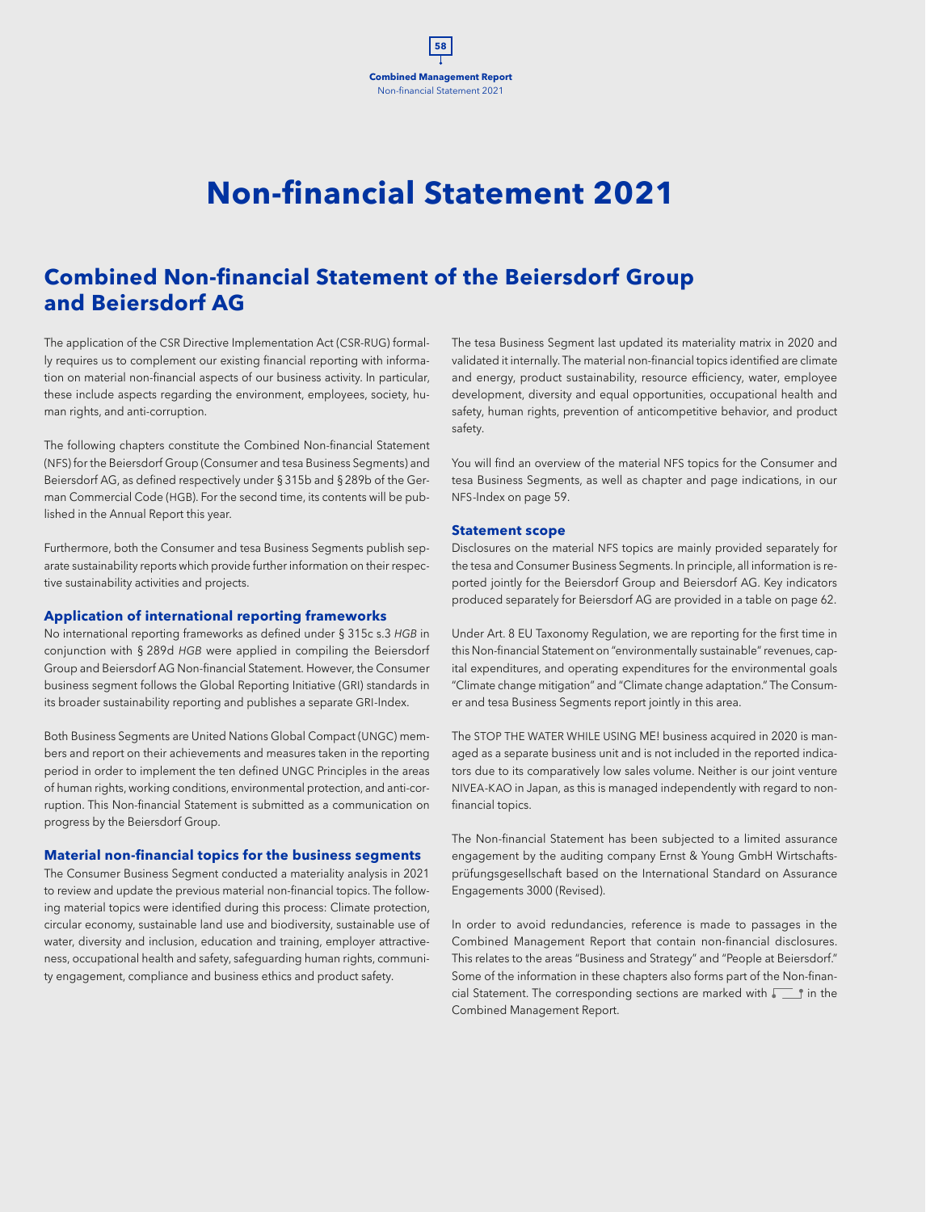# Non-financial Statement 2021

## Combined Non-financial Statement of the Beiersdorf Group and Beiersdorf AG

The application of the CSR Directive Implementation Act (CSR-RUG) formally requires us to complement our existing financial reporting with information on material non-financial aspects of our business activity. In particular, these include aspects regarding the environment, employees, society, human rights, and anti-corruption.

The following chapters constitute the Combined Non-financial Statement (NFS) for the Beiersdorf Group (Consumer and tesa Business Segments) and Beiersdorf AG, as defined respectively under § 315b and § 289b of the German Commercial Code (HGB). For the second time, its contents will be published in the Annual Report this year.

Furthermore, both the Consumer and tesa Business Segments publish separate sustainability reports which provide further information on their respective sustainability activities and projects.

### Application of international reporting frameworks

No international reporting frameworks as defined under § 315c s.3 *HGB* in conjunction with § 289d *HGB* were applied in compiling the Beiersdorf Group and Beiersdorf AG Non-financial Statement. However, the Consumer business segment follows the Global Reporting Initiative (GRI) standards in its broader sustainability reporting and publishes a separate GRI-Index.

Both Business Segments are United Nations Global Compact (UNGC) members and report on their achievements and measures taken in the reporting period in order to implement the ten defined UNGC Principles in the areas of human rights, working conditions, environmental protection, and anti-corruption. This Non-financial Statement is submitted as a communication on progress by the Beiersdorf Group.

### Material non-financial topics for the business segments

The Consumer Business Segment conducted a materiality analysis in 2021 to review and update the previous material non-financial topics. The following material topics were identified during this process: Climate protection, circular economy, sustainable land use and biodiversity, sustainable use of water, diversity and inclusion, education and training, employer attractiveness, occupational health and safety, safeguarding human rights, community engagement, compliance and business ethics and product safety.

The tesa Business Segment last updated its materiality matrix in 2020 and validated it internally. The material non-financial topics identified are climate and energy, product sustainability, resource efficiency, water, employee development, diversity and equal opportunities, occupational health and safety, human rights, prevention of anticompetitive behavior, and product safety.

You will find an overview of the material NFS topics for the Consumer and tesa Business Segments, as well as chapter and page indications, in our NFS-Index on page 59.

### Statement scope

Disclosures on the material NFS topics are mainly provided separately for the tesa and Consumer Business Segments. In principle, all information is reported jointly for the Beiersdorf Group and Beiersdorf AG. Key indicators produced separately for Beiersdorf AG are provided in a table on page 62.

Under Art. 8 EU Taxonomy Regulation, we are reporting for the first time in this Non-financial Statement on "environmentally sustainable" revenues, capital expenditures, and operating expenditures for the environmental goals "Climate change mitigation" and "Climate change adaptation." The Consumer and tesa Business Segments report jointly in this area.

The STOP THE WATER WHILE USING ME! business acquired in 2020 is managed as a separate business unit and is not included in the reported indicators due to its comparatively low sales volume. Neither is our joint venture NIVEA-KAO in Japan, as this is managed independently with regard to non-financial topics.

The Non-financial Statement has been subjected to a limited assurance engagement by the auditing company Ernst & Young GmbH Wirtschaftsprüfungsgesellschaft based on the International Standard on Assurance Engagements 3000 (Revised).

In order to avoid redundancies, reference is made to passages in the Combined Management Report that contain non-financial disclosures. This relates to the areas "Business and Strategy" and "People at Beiersdorf." Some of the information in these chapters also forms part of the Non-financial Statement. The corresponding sections are marked with ⌊___⌉ in the Combined Management Report.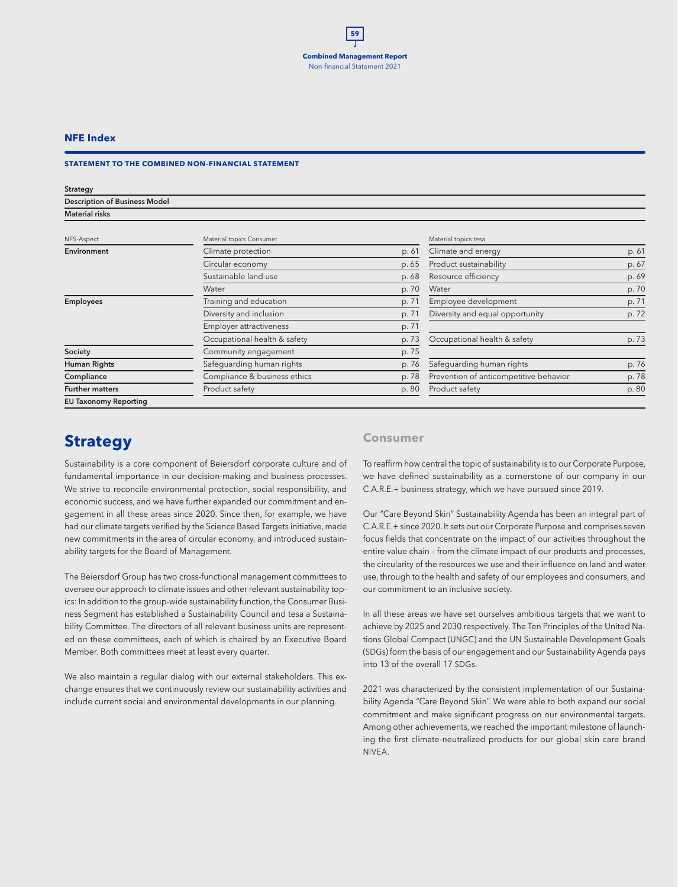## NFE Index

**STATEMENT TO THE COMBINED NON-FINANCIAL STATEMENT**

**Strategy**

**Description of Business Model**

**Material risks**

| NFS-Aspect | Material topics Consumer | | Material topics tesa | |
|---|---|---|---|---|
| **Environment** | Climate protection | p. 61 | Climate and energy | p. 61 |
| | Circular economy | p. 65 | Product sustainability | p. 67 |
| | Sustainable land use | p. 68 | Resource efficiency | p. 69 |
| | Water | p. 70 | Water | p. 70 |
| **Employees** | Training and education | p. 71 | Employee development | p. 71 |
| | Diversity and inclusion | p. 71 | Diversity and equal opportunity | p. 72 |
| | Employer attractiveness | p. 71 | | |
| | Occupational health & safety | p. 73 | Occupational health & safety | p. 73 |
| **Society** | Community engagement | p. 75 | | |
| **Human Rights** | Safeguarding human rights | p. 76 | Safeguarding human rights | p. 76 |
| **Compliance** | Compliance & business ethics | p. 78 | Prevention of anticompetitive behavior | p. 78 |
| **Further matters** | Product safety | p. 80 | Product safety | p. 80 |
| **EU Taxonomy Reporting** | | | | |

# Strategy

Sustainability is a core component of Beiersdorf corporate culture and of fundamental importance in our decision-making and business processes. We strive to reconcile environmental protection, social responsibility, and economic success, and we have further expanded our commitment and engagement in all these areas since 2020. Since then, for example, we have had our climate targets verified by the Science Based Targets initiative, made new commitments in the area of circular economy, and introduced sustainability targets for the Board of Management.

The Beiersdorf Group has two cross-functional management committees to oversee our approach to climate issues and other relevant sustainability topics: In addition to the group-wide sustainability function, the Consumer Business Segment has established a Sustainability Council and tesa a Sustainability Committee. The directors of all relevant business units are represented on these committees, each of which is chaired by an Executive Board Member. Both committees meet at least every quarter.

We also maintain a regular dialog with our external stakeholders. This exchange ensures that we continuously review our sustainability activities and include current social and environmental developments in our planning.

## Consumer

To reaffirm how central the topic of sustainability is to our Corporate Purpose, we have defined sustainability as a cornerstone of our company in our C.A.R.E.+ business strategy, which we have pursued since 2019.

Our "Care Beyond Skin" Sustainability Agenda has been an integral part of C.A.R.E.+ since 2020. It sets out our Corporate Purpose and comprises seven focus fields that concentrate on the impact of our activities throughout the entire value chain – from the climate impact of our products and processes, the circularity of the resources we use and their influence on land and water use, through to the health and safety of our employees and consumers, and our commitment to an inclusive society.

In all these areas we have set ourselves ambitious targets that we want to achieve by 2025 and 2030 respectively. The Ten Principles of the United Nations Global Compact (UNGC) and the UN Sustainable Development Goals (SDGs) form the basis of our engagement and our Sustainability Agenda pays into 13 of the overall 17 SDGs.

2021 was characterized by the consistent implementation of our Sustainability Agenda "Care Beyond Skin". We were able to both expand our social commitment and make significant progress on our environmental targets. Among other achievements, we reached the important milestone of launching the first climate-neutralized products for our global skin care brand NIVEA.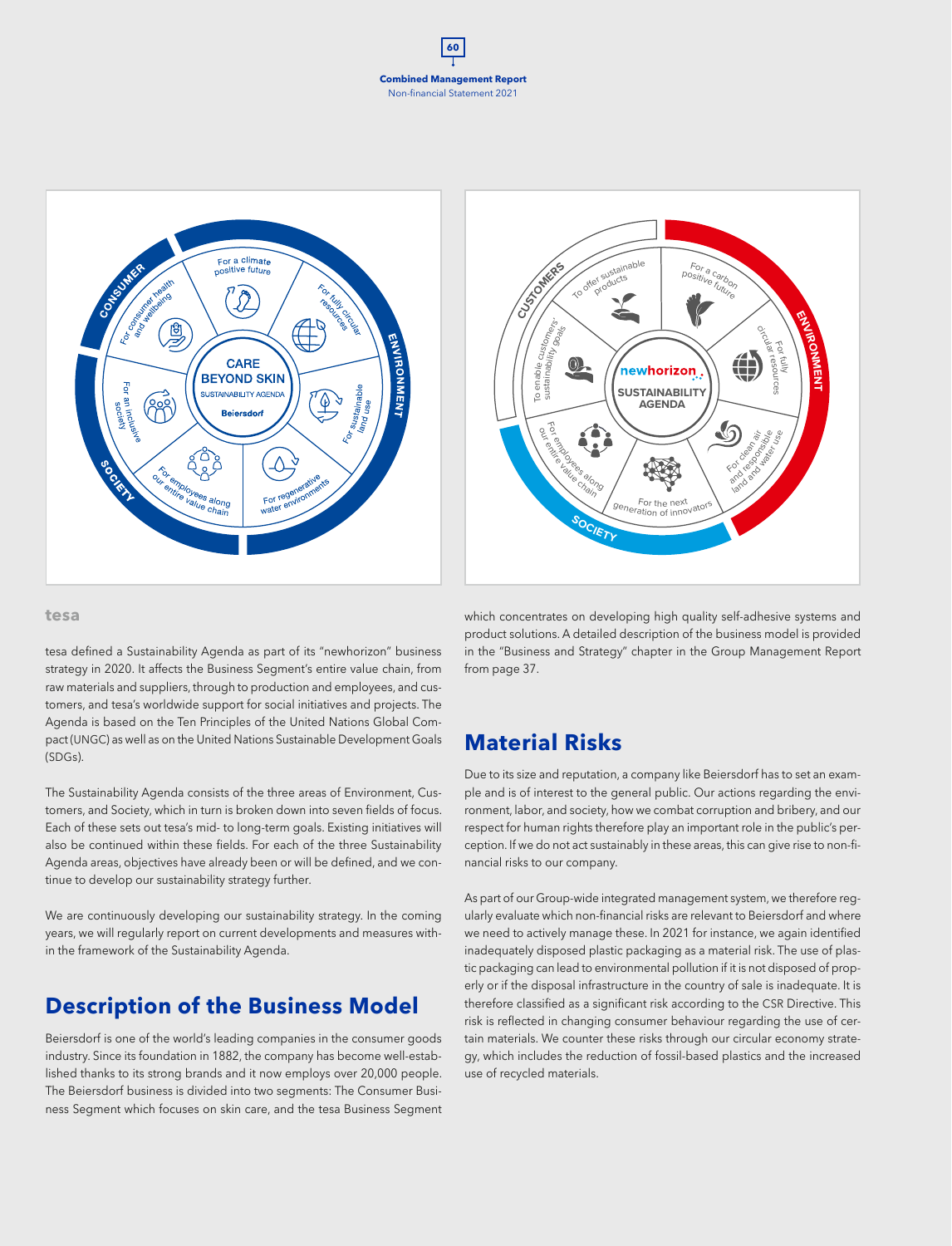### tesa

tesa defined a Sustainability Agenda as part of its "newhorizon" business strategy in 2020. It affects the Business Segment's entire value chain, from raw materials and suppliers, through to production and employees, and customers, and tesa's worldwide support for social initiatives and projects. The Agenda is based on the Ten Principles of the United Nations Global Compact (UNGC) as well as on the United Nations Sustainable Development Goals (SDGs).

The Sustainability Agenda consists of the three areas of Environment, Customers, and Society, which in turn is broken down into seven fields of focus. Each of these sets out tesa's mid- to long-term goals. Existing initiatives will also be continued within these fields. For each of the three Sustainability Agenda areas, objectives have already been or will be defined, and we continue to develop our sustainability strategy further.

We are continuously developing our sustainability strategy. In the coming years, we will regularly report on current developments and measures within the framework of the Sustainability Agenda.

## Description of the Business Model

Beiersdorf is one of the world's leading companies in the consumer goods industry. Since its foundation in 1882, the company has become well-established thanks to its strong brands and it now employs over 20,000 people. The Beiersdorf business is divided into two segments: The Consumer Business Segment which focuses on skin care, and the tesa Business Segment which concentrates on developing high quality self-adhesive systems and product solutions. A detailed description of the business model is provided in the "Business and Strategy" chapter in the Group Management Report from page 37.

## Material Risks

Due to its size and reputation, a company like Beiersdorf has to set an example and is of interest to the general public. Our actions regarding the environment, labor, and society, how we combat corruption and bribery, and our respect for human rights therefore play an important role in the public's perception. If we do not act sustainably in these areas, this can give rise to non-financial risks to our company.

As part of our Group-wide integrated management system, we therefore regularly evaluate which non-financial risks are relevant to Beiersdorf and where we need to actively manage these. In 2021 for instance, we again identified inadequately disposed plastic packaging as a material risk. The use of plastic packaging can lead to environmental pollution if it is not disposed of properly or if the disposal infrastructure in the country of sale is inadequate. It is therefore classified as a significant risk according to the CSR Directive. This risk is reflected in changing consumer behaviour regarding the use of certain materials. We counter these risks through our circular economy strategy, which includes the reduction of fossil-based plastics and the increased use of recycled materials.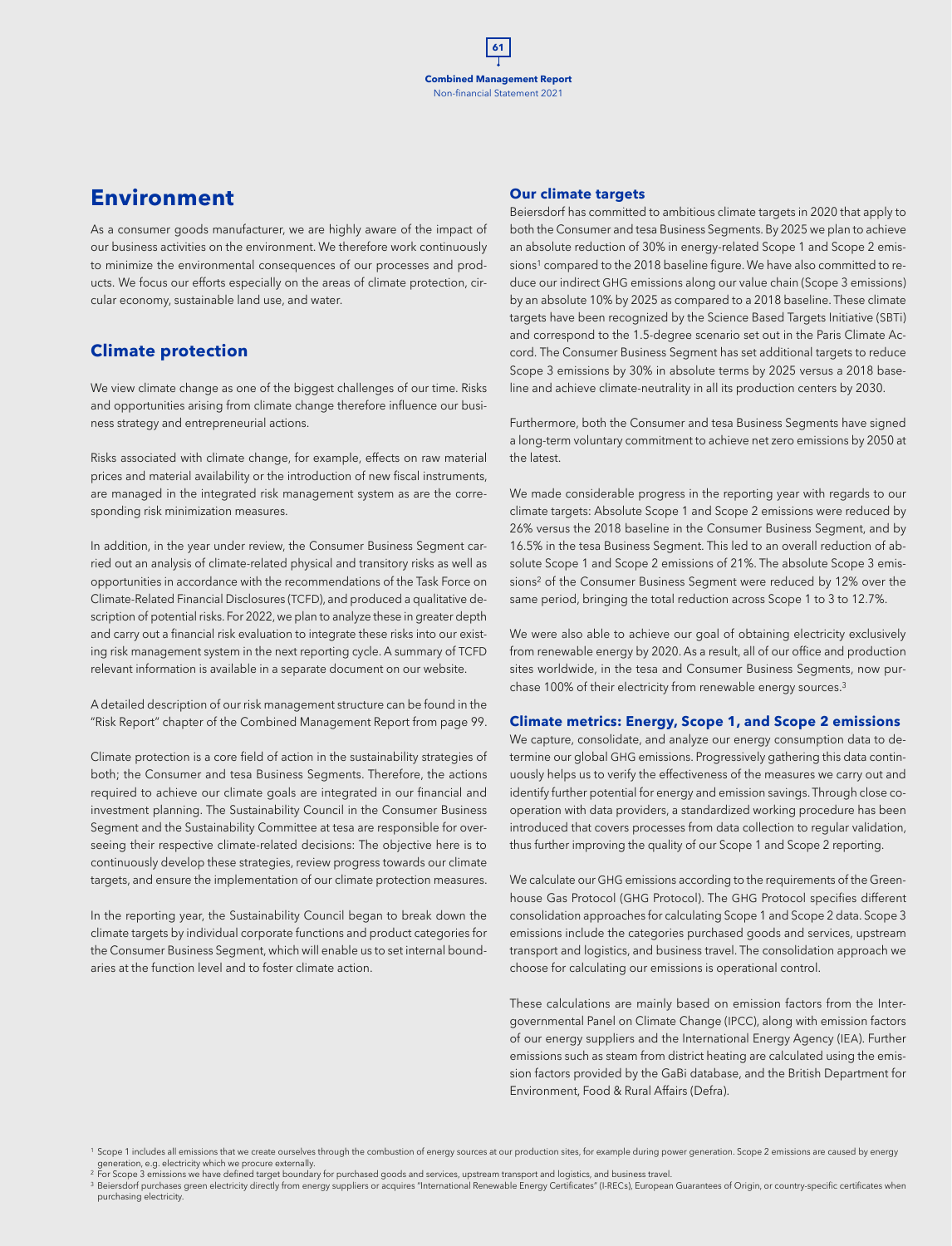# Environment

As a consumer goods manufacturer, we are highly aware of the impact of our business activities on the environment. We therefore work continuously to minimize the environmental consequences of our processes and products. We focus our efforts especially on the areas of climate protection, circular economy, sustainable land use, and water.

## Climate protection

We view climate change as one of the biggest challenges of our time. Risks and opportunities arising from climate change therefore influence our business strategy and entrepreneurial actions.

Risks associated with climate change, for example, effects on raw material prices and material availability or the introduction of new fiscal instruments, are managed in the integrated risk management system as are the corresponding risk minimization measures.

In addition, in the year under review, the Consumer Business Segment carried out an analysis of climate-related physical and transitory risks as well as opportunities in accordance with the recommendations of the Task Force on Climate-Related Financial Disclosures (TCFD), and produced a qualitative description of potential risks. For 2022, we plan to analyze these in greater depth and carry out a financial risk evaluation to integrate these risks into our existing risk management system in the next reporting cycle. A summary of TCFD relevant information is available in a separate document on our website.

A detailed description of our risk management structure can be found in the "Risk Report" chapter of the Combined Management Report from page 99.

Climate protection is a core field of action in the sustainability strategies of both; the Consumer and tesa Business Segments. Therefore, the actions required to achieve our climate goals are integrated in our financial and investment planning. The Sustainability Council in the Consumer Business Segment and the Sustainability Committee at tesa are responsible for overseeing their respective climate-related decisions: The objective here is to continuously develop these strategies, review progress towards our climate targets, and ensure the implementation of our climate protection measures.

In the reporting year, the Sustainability Council began to break down the climate targets by individual corporate functions and product categories for the Consumer Business Segment, which will enable us to set internal boundaries at the function level and to foster climate action.

### Our climate targets

Beiersdorf has committed to ambitious climate targets in 2020 that apply to both the Consumer and tesa Business Segments. By 2025 we plan to achieve an absolute reduction of 30% in energy-related Scope 1 and Scope 2 emissions[1] compared to the 2018 baseline figure. We have also committed to reduce our indirect GHG emissions along our value chain (Scope 3 emissions) by an absolute 10% by 2025 as compared to a 2018 baseline. These climate targets have been recognized by the Science Based Targets Initiative (SBTi) and correspond to the 1.5-degree scenario set out in the Paris Climate Accord. The Consumer Business Segment has set additional targets to reduce Scope 3 emissions by 30% in absolute terms by 2025 versus a 2018 baseline and achieve climate-neutrality in all its production centers by 2030.

Furthermore, both the Consumer and tesa Business Segments have signed a long-term voluntary commitment to achieve net zero emissions by 2050 at the latest.

We made considerable progress in the reporting year with regards to our climate targets: Absolute Scope 1 and Scope 2 emissions were reduced by 26% versus the 2018 baseline in the Consumer Business Segment, and by 16.5% in the tesa Business Segment. This led to an overall reduction of absolute Scope 1 and Scope 2 emissions of 21%. The absolute Scope 3 emissions[2] of the Consumer Business Segment were reduced by 12% over the same period, bringing the total reduction across Scope 1 to 3 to 12.7%.

We were also able to achieve our goal of obtaining electricity exclusively from renewable energy by 2020. As a result, all of our office and production sites worldwide, in the tesa and Consumer Business Segments, now purchase 100% of their electricity from renewable energy sources.[3]

### Climate metrics: Energy, Scope 1, and Scope 2 emissions

We capture, consolidate, and analyze our energy consumption data to determine our global GHG emissions. Progressively gathering this data continuously helps us to verify the effectiveness of the measures we carry out and identify further potential for energy and emission savings. Through close cooperation with data providers, a standardized working procedure has been introduced that covers processes from data collection to regular validation, thus further improving the quality of our Scope 1 and Scope 2 reporting.

We calculate our GHG emissions according to the requirements of the Greenhouse Gas Protocol (GHG Protocol). The GHG Protocol specifies different consolidation approaches for calculating Scope 1 and Scope 2 data. Scope 3 emissions include the categories purchased goods and services, upstream transport and logistics, and business travel. The consolidation approach we choose for calculating our emissions is operational control.

These calculations are mainly based on emission factors from the Intergovernmental Panel on Climate Change (IPCC), along with emission factors of our energy suppliers and the International Energy Agency (IEA). Further emissions such as steam from district heating are calculated using the emission factors provided by the GaBi database, and the British Department for Environment, Food & Rural Affairs (Defra).

[1] Scope 1 includes all emissions that we create ourselves through the combustion of energy sources at our production sites, for example during power generation. Scope 2 emissions are caused by energy generation, e.g. electricity which we procure externally.

[2] For Scope 3 emissions we have defined target boundary for purchased goods and services, upstream transport and logistics, and business travel.

[3] Beiersdorf purchases green electricity directly from energy suppliers or acquires "International Renewable Energy Certificates" (I-RECs), European Guarantees of Origin, or country-specific certificates when purchasing electricity.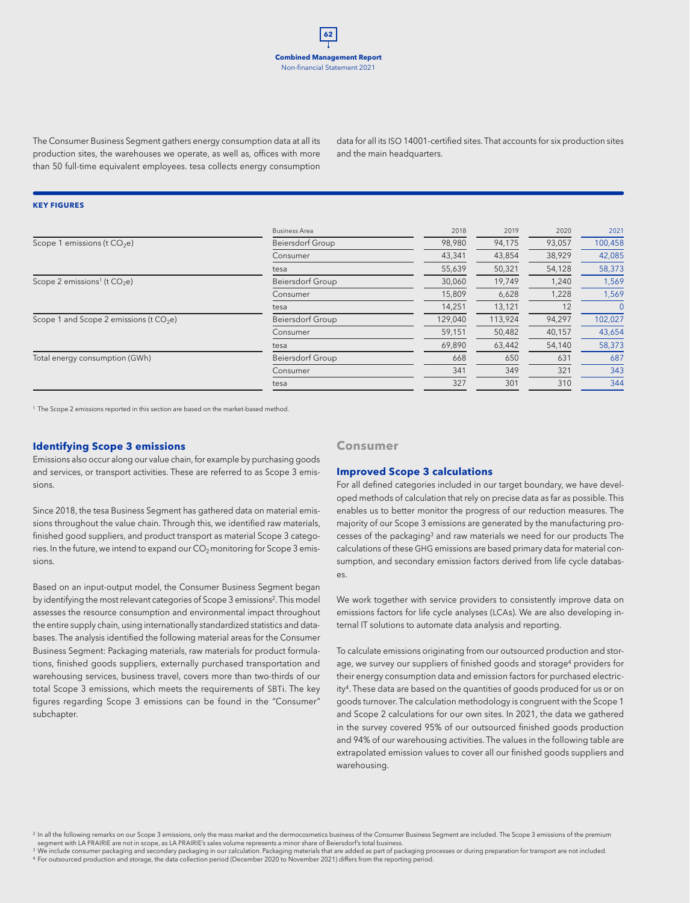The Consumer Business Segment gathers energy consumption data at all its production sites, the warehouses we operate, as well as, offices with more than 50 full-time equivalent employees. tesa collects energy consumption data for all its ISO 14001-certified sites. That accounts for six production sites and the main headquarters.

**KEY FIGURES**

| | Business Area | 2018 | 2019 | 2020 | 2021 |
|---|---|---|---|---|---|
| Scope 1 emissions (t $CO_2$e) | Beiersdorf Group | 98,980 | 94,175 | 93,057 | 100,458 |
| | Consumer | 43,341 | 43,854 | 38,929 | 42,085 |
| | tesa | 55,639 | 50,321 | 54,128 | 58,373 |
| Scope 2 emissions[1] (t $CO_2$e) | Beiersdorf Group | 30,060 | 19,749 | 1,240 | 1,569 |
| | Consumer | 15,809 | 6,628 | 1,228 | 1,569 |
| | tesa | 14,251 | 13,121 | 12 | 0 |
| Scope 1 and Scope 2 emissions (t $CO_2$e) | Beiersdorf Group | 129,040 | 113,924 | 94,297 | 102,027 |
| | Consumer | 59,151 | 50,482 | 40,157 | 43,654 |
| | tesa | 69,890 | 63,442 | 54,140 | 58,373 |
| Total energy consumption (GWh) | Beiersdorf Group | 668 | 650 | 631 | 687 |
| | Consumer | 341 | 349 | 321 | 343 |
| | tesa | 327 | 301 | 310 | 344 |

[1] The Scope 2 emissions reported in this section are based on the market-based method.

### Identifying Scope 3 emissions

Emissions also occur along our value chain, for example by purchasing goods and services, or transport activities. These are referred to as Scope 3 emissions.

Since 2018, the tesa Business Segment has gathered data on material emissions throughout the value chain. Through this, we identified raw materials, finished good suppliers, and product transport as material Scope 3 categories. In the future, we intend to expand our $CO_2$ monitoring for Scope 3 emissions.

Based on an input-output model, the Consumer Business Segment began by identifying the most relevant categories of Scope 3 emissions[2]. This model assesses the resource consumption and environmental impact throughout the entire supply chain, using internationally standardized statistics and databases. The analysis identified the following material areas for the Consumer Business Segment: Packaging materials, raw materials for product formulations, finished goods suppliers, externally purchased transportation and warehousing services, business travel, covers more than two-thirds of our total Scope 3 emissions, which meets the requirements of SBTi. The key figures regarding Scope 3 emissions can be found in the "Consumer" subchapter.

## Consumer

### Improved Scope 3 calculations

For all defined categories included in our target boundary, we have developed methods of calculation that rely on precise data as far as possible. This enables us to better monitor the progress of our reduction measures. The majority of our Scope 3 emissions are generated by the manufacturing processes of the packaging[3] and raw materials we need for our products The calculations of these GHG emissions are based primary data for material consumption, and secondary emission factors derived from life cycle databases.

We work together with service providers to consistently improve data on emissions factors for life cycle analyses (LCAs). We are also developing internal IT solutions to automate data analysis and reporting.

To calculate emissions originating from our outsourced production and storage, we survey our suppliers of finished goods and storage[4] providers for their energy consumption data and emission factors for purchased electricity[4]. These data are based on the quantities of goods produced for us or on goods turnover. The calculation methodology is congruent with the Scope 1 and Scope 2 calculations for our own sites. In 2021, the data we gathered in the survey covered 95% of our outsourced finished goods production and 94% of our warehousing activities. The values in the following table are extrapolated emission values to cover all our finished goods suppliers and warehousing.

[2] In all the following remarks on our Scope 3 emissions, only the mass market and the dermocosmetics business of the Consumer Business Segment are included. The Scope 3 emissions of the premium segment with LA PRAIRIE are not in scope, as LA PRAIRIE's sales volume represents a minor share of Beiersdorf's total business.

[3] We include consumer packaging and secondary packaging in our calculation. Packaging materials that are added as part of packaging processes or during preparation for transport are not included.

[4] For outsourced production and storage, the data collection period (December 2020 to November 2021) differs from the reporting period.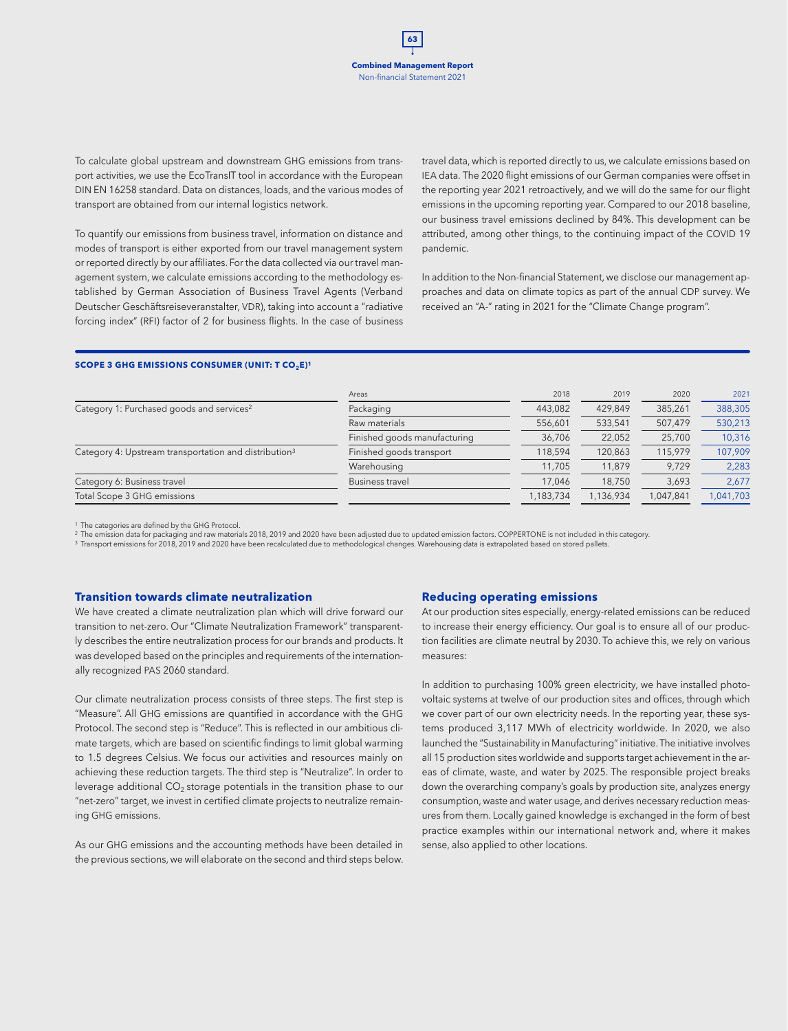To calculate global upstream and downstream GHG emissions from transport activities, we use the EcoTransIT tool in accordance with the European DIN EN 16258 standard. Data on distances, loads, and the various modes of transport are obtained from our internal logistics network.

To quantify our emissions from business travel, information on distance and modes of transport is either exported from our travel management system or reported directly by our affiliates. For the data collected via our travel management system, we calculate emissions according to the methodology established by German Association of Business Travel Agents (Verband Deutscher Geschäftsreiseveranstalter, VDR), taking into account a "radiative forcing index" (RFI) factor of 2 for business flights. In the case of business travel data, which is reported directly to us, we calculate emissions based on IEA data. The 2020 flight emissions of our German companies were offset in the reporting year 2021 retroactively, and we will do the same for our flight emissions in the upcoming reporting year. Compared to our 2018 baseline, our business travel emissions declined by 84%. This development can be attributed, among other things, to the continuing impact of the COVID 19 pandemic.

In addition to the Non-financial Statement, we disclose our management approaches and data on climate topics as part of the annual CDP survey. We received an "A-" rating in 2021 for the "Climate Change program".

**SCOPE 3 GHG EMISSIONS CONSUMER (UNIT: T $CO_2E$)[1]**

| | Areas | 2018 | 2019 | 2020 | 2021 |
|---|---|---|---|---|---|
| Category 1: Purchased goods and services[2] | Packaging | 443,082 | 429,849 | 385,261 | 388,305 |
| | Raw materials | 556,601 | 533,541 | 507,479 | 530,213 |
| | Finished goods manufacturing | 36,706 | 22,052 | 25,700 | 10,316 |
| Category 4: Upstream transportation and distribution[3] | Finished goods transport | 118,594 | 120,863 | 115,979 | 107,909 |
| | Warehousing | 11,705 | 11,879 | 9,729 | 2,283 |
| Category 6: Business travel | Business travel | 17,046 | 18,750 | 3,693 | 2,677 |
| Total Scope 3 GHG emissions | | 1,183,734 | 1,136,934 | 1,047,841 | 1,041,703 |

[1] The categories are defined by the GHG Protocol.
[2] The emission data for packaging and raw materials 2018, 2019 and 2020 have been adjusted due to updated emission factors. COPPERTONE is not included in this category.
[3] Transport emissions for 2018, 2019 and 2020 have been recalculated due to methodological changes. Warehousing data is extrapolated based on stored pallets.

### Transition towards climate neutralization

We have created a climate neutralization plan which will drive forward our transition to net-zero. Our "Climate Neutralization Framework" transparently describes the entire neutralization process for our brands and products. It was developed based on the principles and requirements of the internationally recognized PAS 2060 standard.

Our climate neutralization process consists of three steps. The first step is "Measure". All GHG emissions are quantified in accordance with the GHG Protocol. The second step is "Reduce". This is reflected in our ambitious climate targets, which are based on scientific findings to limit global warming to 1.5 degrees Celsius. We focus our activities and resources mainly on achieving these reduction targets. The third step is "Neutralize". In order to leverage additional $CO_2$ storage potentials in the transition phase to our "net-zero" target, we invest in certified climate projects to neutralize remaining GHG emissions.

As our GHG emissions and the accounting methods have been detailed in the previous sections, we will elaborate on the second and third steps below.

### Reducing operating emissions

At our production sites especially, energy-related emissions can be reduced to increase their energy efficiency. Our goal is to ensure all of our production facilities are climate neutral by 2030. To achieve this, we rely on various measures:

In addition to purchasing 100% green electricity, we have installed photovoltaic systems at twelve of our production sites and offices, through which we cover part of our own electricity needs. In the reporting year, these systems produced 3,117 MWh of electricity worldwide. In 2020, we also launched the "Sustainability in Manufacturing" initiative. The initiative involves all 15 production sites worldwide and supports target achievement in the areas of climate, waste, and water by 2025. The responsible project breaks down the overarching company's goals by production site, analyzes energy consumption, waste and water usage, and derives necessary reduction measures from them. Locally gained knowledge is exchanged in the form of best practice examples within our international network and, where it makes sense, also applied to other locations.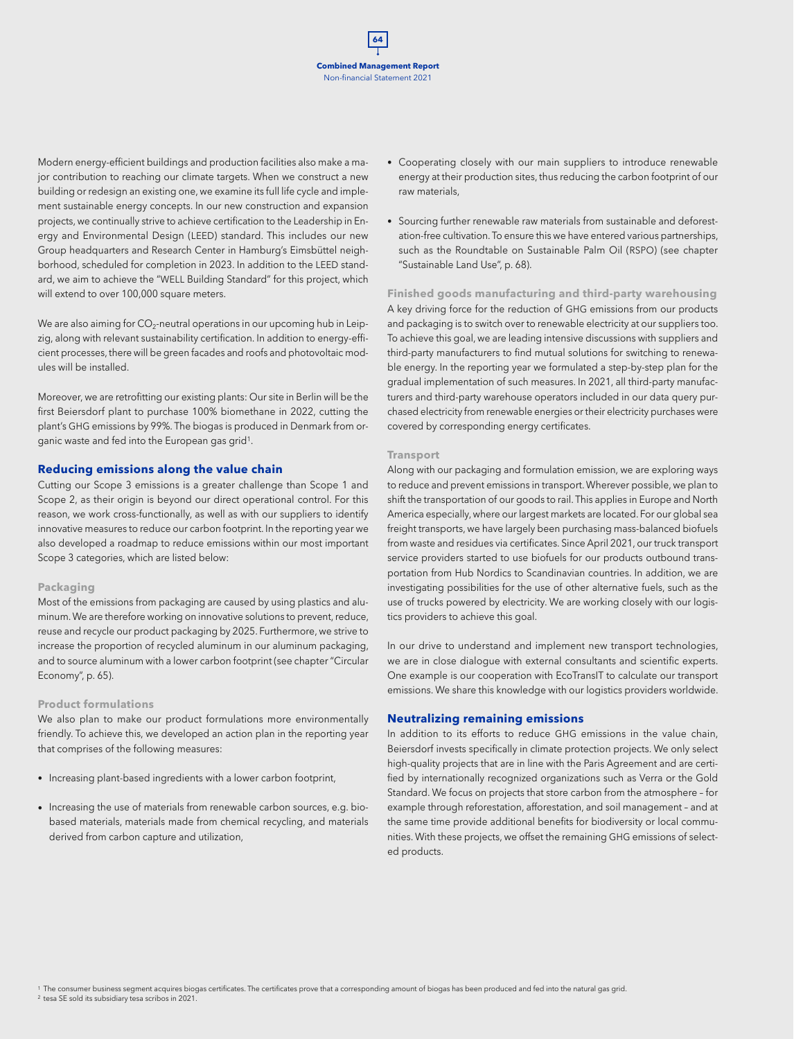Modern energy-efficient buildings and production facilities also make a major contribution to reaching our climate targets. When we construct a new building or redesign an existing one, we examine its full life cycle and implement sustainable energy concepts. In our new construction and expansion projects, we continually strive to achieve certification to the Leadership in Energy and Environmental Design (LEED) standard. This includes our new Group headquarters and Research Center in Hamburg's Eimsbüttel neighborhood, scheduled for completion in 2023. In addition to the LEED standard, we aim to achieve the "WELL Building Standard" for this project, which will extend to over 100,000 square meters.

We are also aiming for $CO_2$-neutral operations in our upcoming hub in Leipzig, along with relevant sustainability certification. In addition to energy-efficient processes, there will be green facades and roofs and photovoltaic modules will be installed.

Moreover, we are retrofitting our existing plants: Our site in Berlin will be the first Beiersdorf plant to purchase 100% biomethane in 2022, cutting the plant's GHG emissions by 99%. The biogas is produced in Denmark from organic waste and fed into the European gas grid[1].

## Reducing emissions along the value chain

Cutting our Scope 3 emissions is a greater challenge than Scope 1 and Scope 2, as their origin is beyond our direct operational control. For this reason, we work cross-functionally, as well as with our suppliers to identify innovative measures to reduce our carbon footprint. In the reporting year we also developed a roadmap to reduce emissions within our most important Scope 3 categories, which are listed below:

### Packaging

Most of the emissions from packaging are caused by using plastics and aluminum. We are therefore working on innovative solutions to prevent, reduce, reuse and recycle our product packaging by 2025. Furthermore, we strive to increase the proportion of recycled aluminum in our aluminum packaging, and to source aluminum with a lower carbon footprint (see chapter "Circular Economy", p. 65).

### Product formulations

We also plan to make our product formulations more environmentally friendly. To achieve this, we developed an action plan in the reporting year that comprises of the following measures:

- Increasing plant-based ingredients with a lower carbon footprint,
- Increasing the use of materials from renewable carbon sources, e.g. bio-based materials, materials made from chemical recycling, and materials derived from carbon capture and utilization,
- Cooperating closely with our main suppliers to introduce renewable energy at their production sites, thus reducing the carbon footprint of our raw materials,
- Sourcing further renewable raw materials from sustainable and deforestation-free cultivation. To ensure this we have entered various partnerships, such as the Roundtable on Sustainable Palm Oil (RSPO) (see chapter "Sustainable Land Use", p. 68).

### Finished goods manufacturing and third-party warehousing

A key driving force for the reduction of GHG emissions from our products and packaging is to switch over to renewable electricity at our suppliers too. To achieve this goal, we are leading intensive discussions with suppliers and third-party manufacturers to find mutual solutions for switching to renewable energy. In the reporting year we formulated a step-by-step plan for the gradual implementation of such measures. In 2021, all third-party manufacturers and third-party warehouse operators included in our data query purchased electricity from renewable energies or their electricity purchases were covered by corresponding energy certificates.

### Transport

Along with our packaging and formulation emission, we are exploring ways to reduce and prevent emissions in transport. Wherever possible, we plan to shift the transportation of our goods to rail. This applies in Europe and North America especially, where our largest markets are located. For our global sea freight transports, we have largely been purchasing mass-balanced biofuels from waste and residues via certificates. Since April 2021, our truck transport service providers started to use biofuels for our products outbound transportation from Hub Nordics to Scandinavian countries. In addition, we are investigating possibilities for the use of other alternative fuels, such as the use of trucks powered by electricity. We are working closely with our logistics providers to achieve this goal.

In our drive to understand and implement new transport technologies, we are in close dialogue with external consultants and scientific experts. One example is our cooperation with EcoTransIT to calculate our transport emissions. We share this knowledge with our logistics providers worldwide.

## Neutralizing remaining emissions

In addition to its efforts to reduce GHG emissions in the value chain, Beiersdorf invests specifically in climate protection projects. We only select high-quality projects that are in line with the Paris Agreement and are certified by internationally recognized organizations such as Verra or the Gold Standard. We focus on projects that store carbon from the atmosphere – for example through reforestation, afforestation, and soil management – and at the same time provide additional benefits for biodiversity or local communities. With these projects, we offset the remaining GHG emissions of selected products.

[1] The consumer business segment acquires biogas certificates. The certificates prove that a corresponding amount of biogas has been produced and fed into the natural gas grid.

[2] tesa SE sold its subsidiary tesa scribos in 2021.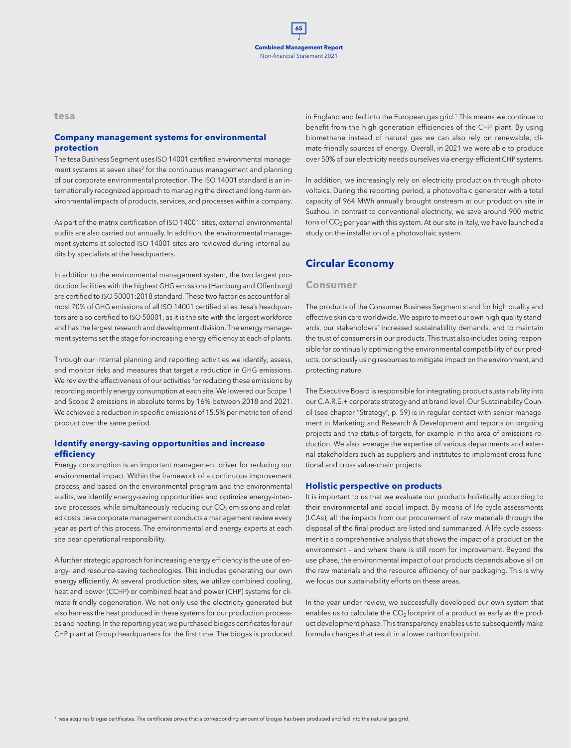## tesa

### Company management systems for environmental protection

The tesa Business Segment uses ISO 14001 certified environmental management systems at seven sites[2] for the continuous management and planning of our corporate environmental protection. The ISO 14001 standard is an internationally recognized approach to managing the direct and long-term environmental impacts of products, services, and processes within a company.

As part of the matrix certification of ISO 14001 sites, external environmental audits are also carried out annually. In addition, the environmental management systems at selected ISO 14001 sites are reviewed during internal audits by specialists at the headquarters.

In addition to the environmental management system, the two largest production facilities with the highest GHG emissions (Hamburg and Offenburg) are certified to ISO 50001:2018 standard. These two factories account for almost 70% of GHG emissions of all ISO 14001 certified sites. tesa's headquarters are also certified to ISO 50001, as it is the site with the largest workforce and has the largest research and development division. The energy management systems set the stage for increasing energy efficiency at each of plants.

Through our internal planning and reporting activities we identify, assess, and monitor risks and measures that target a reduction in GHG emissions. We review the effectiveness of our activities for reducing these emissions by recording monthly energy consumption at each site. We lowered our Scope 1 and Scope 2 emissions in absolute terms by 16% between 2018 and 2021. We achieved a reduction in specific emissions of 15.5% per metric ton of end product over the same period.

### Identify energy-saving opportunities and increase efficiency

Energy consumption is an important management driver for reducing our environmental impact. Within the framework of a continuous improvement process, and based on the environmental program and the environmental audits, we identify energy-saving opportunities and optimize energy-intensive processes, while simultaneously reducing our $CO_2$ emissions and related costs. tesa corporate management conducts a management review every year as part of this process. The environmental and energy experts at each site bear operational responsibility.

A further strategic approach for increasing energy efficiency is the use of energy- and resource-saving technologies. This includes generating our own energy efficiently. At several production sites, we utilize combined cooling, heat and power (CCHP) or combined heat and power (CHP) systems for climate-friendly cogeneration. We not only use the electricity generated but also harness the heat produced in these systems for our production processes and heating. In the reporting year, we purchased biogas certificates for our CHP plant at Group headquarters for the first time. The biogas is produced in England and fed into the European gas grid.[1] This means we continue to benefit from the high generation efficiencies of the CHP plant. By using biomethane instead of natural gas we can also rely on renewable, climate-friendly sources of energy. Overall, in 2021 we were able to produce over 50% of our electricity needs ourselves via energy-efficient CHP systems.

In addition, we increasingly rely on electricity production through photovoltaics. During the reporting period, a photovoltaic generator with a total capacity of 964 MWh annually brought onstream at our production site in Suzhou. In contrast to conventional electricity, we save around 900 metric tons of $CO_2$ per year with this system. At our site in Italy, we have launched a study on the installation of a photovoltaic system.

## Circular Economy

## Consumer

The products of the Consumer Business Segment stand for high quality and effective skin care worldwide. We aspire to meet our own high quality standards, our stakeholders' increased sustainability demands, and to maintain the trust of consumers in our products. This trust also includes being responsible for continually optimizing the environmental compatibility of our products, consciously using resources to mitigate impact on the environment, and protecting nature.

The Executive Board is responsible for integrating product sustainability into our C.A.R.E.+ corporate strategy and at brand level. Our Sustainability Council (see chapter "Strategy", p. 59) is in regular contact with senior management in Marketing and Research & Development and reports on ongoing projects and the status of targets, for example in the area of emissions reduction. We also leverage the expertise of various departments and external stakeholders such as suppliers and institutes to implement cross-functional and cross value-chain projects.

### Holistic perspective on products

It is important to us that we evaluate our products holistically according to their environmental and social impact. By means of life cycle assessments (LCAs), all the impacts from our procurement of raw materials through the disposal of the final product are listed and summarized. A life cycle assessment is a comprehensive analysis that shows the impact of a product on the environment – and where there is still room for improvement. Beyond the use phase, the environmental impact of our products depends above all on the raw materials and the resource efficiency of our packaging. This is why we focus our sustainability efforts on these areas.

In the year under review, we successfully developed our own system that enables us to calculate the $CO_2$ footprint of a product as early as the product development phase. This transparency enables us to subsequently make formula changes that result in a lower carbon footprint.

[1] tesa acquires biogas certificates. The certificates prove that a corresponding amount of biogas has been produced and fed into the natural gas grid.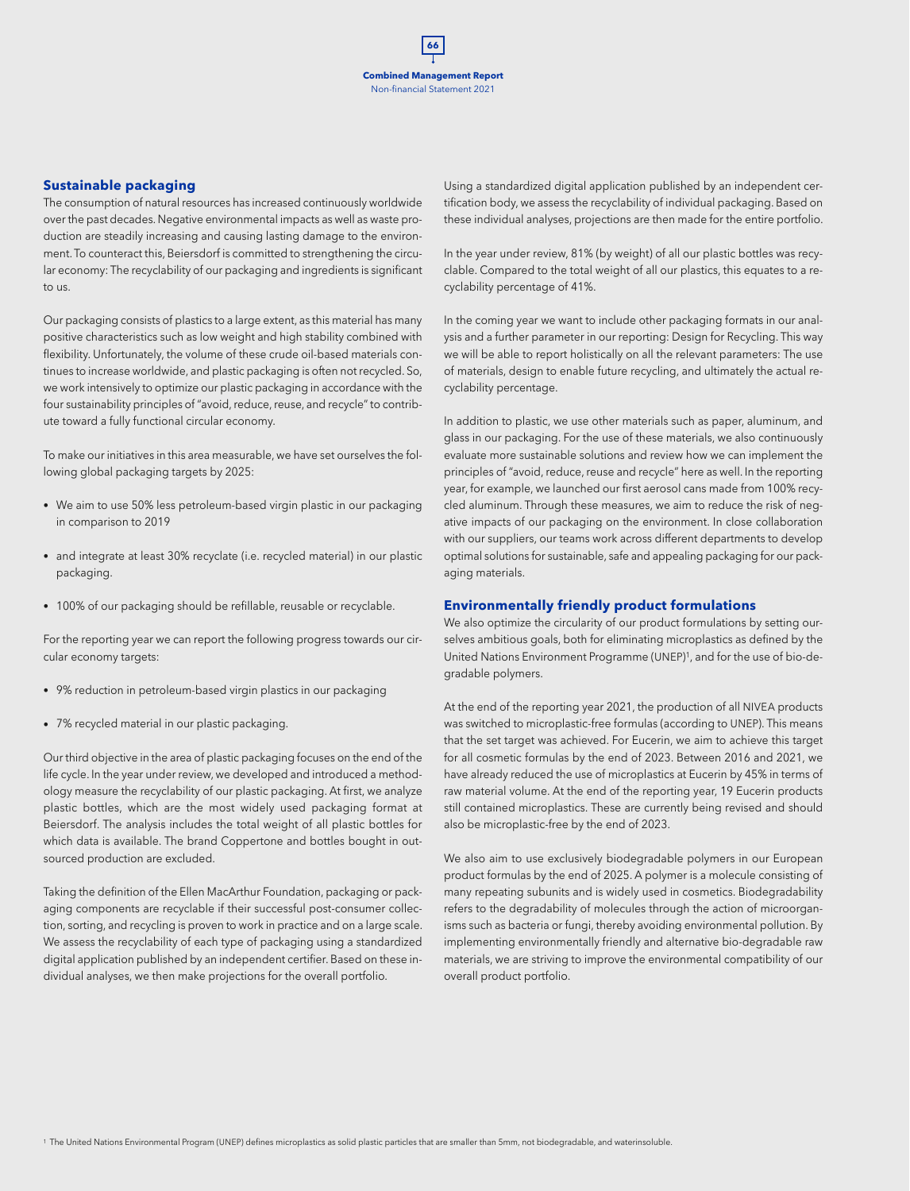## Sustainable packaging

The consumption of natural resources has increased continuously worldwide over the past decades. Negative environmental impacts as well as waste production are steadily increasing and causing lasting damage to the environment. To counteract this, Beiersdorf is committed to strengthening the circular economy: The recyclability of our packaging and ingredients is significant to us.

Our packaging consists of plastics to a large extent, as this material has many positive characteristics such as low weight and high stability combined with flexibility. Unfortunately, the volume of these crude oil-based materials continues to increase worldwide, and plastic packaging is often not recycled. So, we work intensively to optimize our plastic packaging in accordance with the four sustainability principles of "avoid, reduce, reuse, and recycle" to contribute toward a fully functional circular economy.

To make our initiatives in this area measurable, we have set ourselves the following global packaging targets by 2025:

- We aim to use 50% less petroleum-based virgin plastic in our packaging in comparison to 2019
- and integrate at least 30% recyclate (i.e. recycled material) in our plastic packaging.
- 100% of our packaging should be refillable, reusable or recyclable.

For the reporting year we can report the following progress towards our circular economy targets:

- 9% reduction in petroleum-based virgin plastics in our packaging
- 7% recycled material in our plastic packaging.

Our third objective in the area of plastic packaging focuses on the end of the life cycle. In the year under review, we developed and introduced a methodology measure the recyclability of our plastic packaging. At first, we analyze plastic bottles, which are the most widely used packaging format at Beiersdorf. The analysis includes the total weight of all plastic bottles for which data is available. The brand Coppertone and bottles bought in outsourced production are excluded.

Taking the definition of the Ellen MacArthur Foundation, packaging or packaging components are recyclable if their successful post-consumer collection, sorting, and recycling is proven to work in practice and on a large scale. We assess the recyclability of each type of packaging using a standardized digital application published by an independent certifier. Based on these individual analyses, we then make projections for the overall portfolio.

Using a standardized digital application published by an independent certification body, we assess the recyclability of individual packaging. Based on these individual analyses, projections are then made for the entire portfolio.

In the year under review, 81% (by weight) of all our plastic bottles was recyclable. Compared to the total weight of all our plastics, this equates to a recyclability percentage of 41%.

In the coming year we want to include other packaging formats in our analysis and a further parameter in our reporting: Design for Recycling. This way we will be able to report holistically on all the relevant parameters: The use of materials, design to enable future recycling, and ultimately the actual recyclability percentage.

In addition to plastic, we use other materials such as paper, aluminum, and glass in our packaging. For the use of these materials, we also continuously evaluate more sustainable solutions and review how we can implement the principles of "avoid, reduce, reuse and recycle" here as well. In the reporting year, for example, we launched our first aerosol cans made from 100% recycled aluminum. Through these measures, we aim to reduce the risk of negative impacts of our packaging on the environment. In close collaboration with our suppliers, our teams work across different departments to develop optimal solutions for sustainable, safe and appealing packaging for our packaging materials.

## Environmentally friendly product formulations

We also optimize the circularity of our product formulations by setting ourselves ambitious goals, both for eliminating microplastics as defined by the United Nations Environment Programme (UNEP)[1], and for the use of bio-degradable polymers.

At the end of the reporting year 2021, the production of all NIVEA products was switched to microplastic-free formulas (according to UNEP). This means that the set target was achieved. For Eucerin, we aim to achieve this target for all cosmetic formulas by the end of 2023. Between 2016 and 2021, we have already reduced the use of microplastics at Eucerin by 45% in terms of raw material volume. At the end of the reporting year, 19 Eucerin products still contained microplastics. These are currently being revised and should also be microplastic-free by the end of 2023.

We also aim to use exclusively biodegradable polymers in our European product formulas by the end of 2025. A polymer is a molecule consisting of many repeating subunits and is widely used in cosmetics. Biodegradability refers to the degradability of molecules through the action of microorganisms such as bacteria or fungi, thereby avoiding environmental pollution. By implementing environmentally friendly and alternative bio-degradable raw materials, we are striving to improve the environmental compatibility of our overall product portfolio.

[1] The United Nations Environmental Program (UNEP) defines microplastics as solid plastic particles that are smaller than 5mm, not biodegradable, and waterinsoluble.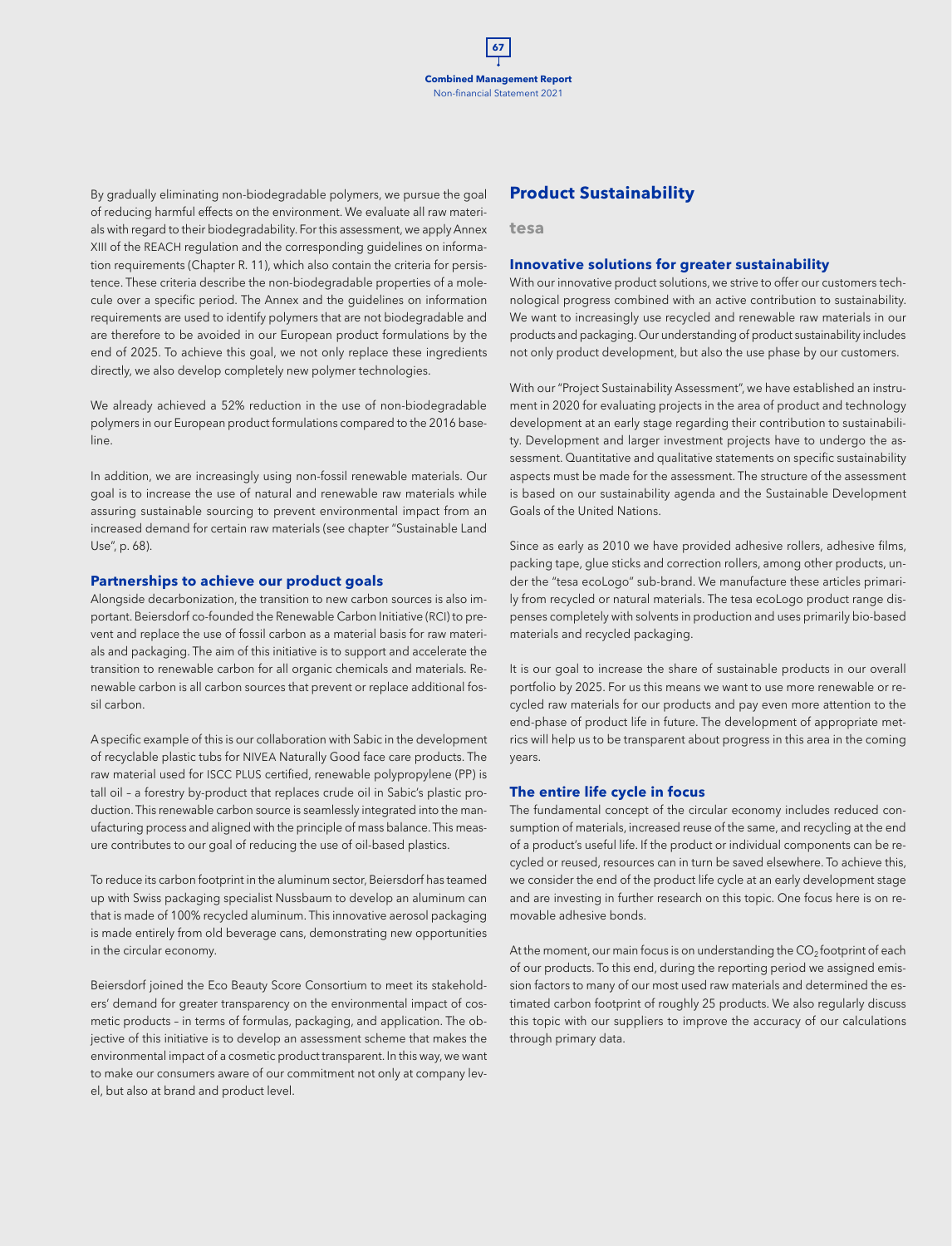By gradually eliminating non-biodegradable polymers, we pursue the goal of reducing harmful effects on the environment. We evaluate all raw materials with regard to their biodegradability. For this assessment, we apply Annex XIII of the REACH regulation and the corresponding guidelines on information requirements (Chapter R. 11), which also contain the criteria for persistence. These criteria describe the non-biodegradable properties of a molecule over a specific period. The Annex and the guidelines on information requirements are used to identify polymers that are not biodegradable and are therefore to be avoided in our European product formulations by the end of 2025. To achieve this goal, we not only replace these ingredients directly, we also develop completely new polymer technologies.

We already achieved a 52% reduction in the use of non-biodegradable polymers in our European product formulations compared to the 2016 baseline.

In addition, we are increasingly using non-fossil renewable materials. Our goal is to increase the use of natural and renewable raw materials while assuring sustainable sourcing to prevent environmental impact from an increased demand for certain raw materials (see chapter "Sustainable Land Use", p. 68).

### Partnerships to achieve our product goals

Alongside decarbonization, the transition to new carbon sources is also important. Beiersdorf co-founded the Renewable Carbon Initiative (RCI) to prevent and replace the use of fossil carbon as a material basis for raw materials and packaging. The aim of this initiative is to support and accelerate the transition to renewable carbon for all organic chemicals and materials. Renewable carbon is all carbon sources that prevent or replace additional fossil carbon.

A specific example of this is our collaboration with Sabic in the development of recyclable plastic tubs for NIVEA Naturally Good face care products. The raw material used for ISCC PLUS certified, renewable polypropylene (PP) is tall oil – a forestry by-product that replaces crude oil in Sabic's plastic production. This renewable carbon source is seamlessly integrated into the manufacturing process and aligned with the principle of mass balance. This measure contributes to our goal of reducing the use of oil-based plastics.

To reduce its carbon footprint in the aluminum sector, Beiersdorf has teamed up with Swiss packaging specialist Nussbaum to develop an aluminum can that is made of 100% recycled aluminum. This innovative aerosol packaging is made entirely from old beverage cans, demonstrating new opportunities in the circular economy.

Beiersdorf joined the Eco Beauty Score Consortium to meet its stakeholders' demand for greater transparency on the environmental impact of cosmetic products – in terms of formulas, packaging, and application. The objective of this initiative is to develop an assessment scheme that makes the environmental impact of a cosmetic product transparent. In this way, we want to make our consumers aware of our commitment not only at company level, but also at brand and product level.

## Product Sustainability

**tesa**

### Innovative solutions for greater sustainability

With our innovative product solutions, we strive to offer our customers technological progress combined with an active contribution to sustainability. We want to increasingly use recycled and renewable raw materials in our products and packaging. Our understanding of product sustainability includes not only product development, but also the use phase by our customers.

With our "Project Sustainability Assessment", we have established an instrument in 2020 for evaluating projects in the area of product and technology development at an early stage regarding their contribution to sustainability. Development and larger investment projects have to undergo the assessment. Quantitative and qualitative statements on specific sustainability aspects must be made for the assessment. The structure of the assessment is based on our sustainability agenda and the Sustainable Development Goals of the United Nations.

Since as early as 2010 we have provided adhesive rollers, adhesive films, packing tape, glue sticks and correction rollers, among other products, under the "tesa ecoLogo" sub-brand. We manufacture these articles primarily from recycled or natural materials. The tesa ecoLogo product range dispenses completely with solvents in production and uses primarily bio-based materials and recycled packaging.

It is our goal to increase the share of sustainable products in our overall portfolio by 2025. For us this means we want to use more renewable or recycled raw materials for our products and pay even more attention to the end-phase of product life in future. The development of appropriate metrics will help us to be transparent about progress in this area in the coming years.

### The entire life cycle in focus

The fundamental concept of the circular economy includes reduced consumption of materials, increased reuse of the same, and recycling at the end of a product's useful life. If the product or individual components can be recycled or reused, resources can in turn be saved elsewhere. To achieve this, we consider the end of the product life cycle at an early development stage and are investing in further research on this topic. One focus here is on removable adhesive bonds.

At the moment, our main focus is on understanding the $CO_2$ footprint of each of our products. To this end, during the reporting period we assigned emission factors to many of our most used raw materials and determined the estimated carbon footprint of roughly 25 products. We also regularly discuss this topic with our suppliers to improve the accuracy of our calculations through primary data.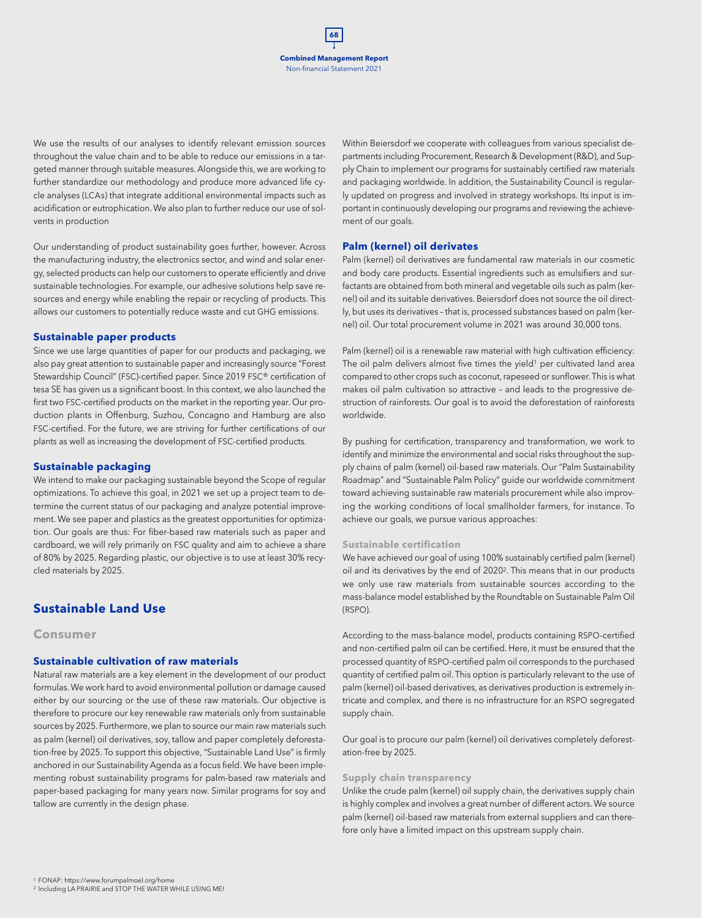We use the results of our analyses to identify relevant emission sources throughout the value chain and to be able to reduce our emissions in a targeted manner through suitable measures. Alongside this, we are working to further standardize our methodology and produce more advanced life cycle analyses (LCAs) that integrate additional environmental impacts such as acidification or eutrophication. We also plan to further reduce our use of solvents in production

Our understanding of product sustainability goes further, however. Across the manufacturing industry, the electronics sector, and wind and solar energy, selected products can help our customers to operate efficiently and drive sustainable technologies. For example, our adhesive solutions help save resources and energy while enabling the repair or recycling of products. This allows our customers to potentially reduce waste and cut GHG emissions.

### Sustainable paper products

Since we use large quantities of paper for our products and packaging, we also pay great attention to sustainable paper and increasingly source "Forest Stewardship Council" (FSC)-certified paper. Since 2019 FSC® certification of tesa SE has given us a significant boost. In this context, we also launched the first two FSC-certified products on the market in the reporting year. Our production plants in Offenburg, Suzhou, Concagno and Hamburg are also FSC-certified. For the future, we are striving for further certifications of our plants as well as increasing the development of FSC-certified products.

### Sustainable packaging

We intend to make our packaging sustainable beyond the Scope of regular optimizations. To achieve this goal, in 2021 we set up a project team to determine the current status of our packaging and analyze potential improvement. We see paper and plastics as the greatest opportunities for optimization. Our goals are thus: For fiber-based raw materials such as paper and cardboard, we will rely primarily on FSC quality and aim to achieve a share of 80% by 2025. Regarding plastic, our objective is to use at least 30% recycled materials by 2025.

## Sustainable Land Use

## Consumer

### Sustainable cultivation of raw materials

Natural raw materials are a key element in the development of our product formulas. We work hard to avoid environmental pollution or damage caused either by our sourcing or the use of these raw materials. Our objective is therefore to procure our key renewable raw materials only from sustainable sources by 2025. Furthermore, we plan to source our main raw materials such as palm (kernel) oil derivatives, soy, tallow and paper completely deforestation-free by 2025. To support this objective, "Sustainable Land Use" is firmly anchored in our Sustainability Agenda as a focus field. We have been implementing robust sustainability programs for palm-based raw materials and paper-based packaging for many years now. Similar programs for soy and tallow are currently in the design phase.

Within Beiersdorf we cooperate with colleagues from various specialist departments including Procurement, Research & Development (R&D), and Supply Chain to implement our programs for sustainably certified raw materials and packaging worldwide. In addition, the Sustainability Council is regularly updated on progress and involved in strategy workshops. Its input is important in continuously developing our programs and reviewing the achievement of our goals.

### Palm (kernel) oil derivates

Palm (kernel) oil derivatives are fundamental raw materials in our cosmetic and body care products. Essential ingredients such as emulsifiers and surfactants are obtained from both mineral and vegetable oils such as palm (kernel) oil and its suitable derivatives. Beiersdorf does not source the oil directly, but uses its derivatives – that is, processed substances based on palm (kernel) oil. Our total procurement volume in 2021 was around 30,000 tons.

Palm (kernel) oil is a renewable raw material with high cultivation efficiency: The oil palm delivers almost five times the yield[1] per cultivated land area compared to other crops such as coconut, rapeseed or sunflower. This is what makes oil palm cultivation so attractive – and leads to the progressive destruction of rainforests. Our goal is to avoid the deforestation of rainforests worldwide.

By pushing for certification, transparency and transformation, we work to identify and minimize the environmental and social risks throughout the supply chains of palm (kernel) oil-based raw materials. Our "Palm Sustainability Roadmap" and "Sustainable Palm Policy" guide our worldwide commitment toward achieving sustainable raw materials procurement while also improving the working conditions of local smallholder farmers, for instance. To achieve our goals, we pursue various approaches:

#### Sustainable certification

We have achieved our goal of using 100% sustainably certified palm (kernel) oil and its derivatives by the end of 2020[2]. This means that in our products we only use raw materials from sustainable sources according to the mass-balance model established by the Roundtable on Sustainable Palm Oil (RSPO).

According to the mass-balance model, products containing RSPO-certified and non-certified palm oil can be certified. Here, it must be ensured that the processed quantity of RSPO-certified palm oil corresponds to the purchased quantity of certified palm oil. This option is particularly relevant to the use of palm (kernel) oil-based derivatives, as derivatives production is extremely intricate and complex, and there is no infrastructure for an RSPO segregated supply chain.

Our goal is to procure our palm (kernel) oil derivatives completely deforestation-free by 2025.

#### Supply chain transparency

Unlike the crude palm (kernel) oil supply chain, the derivatives supply chain is highly complex and involves a great number of different actors. We source palm (kernel) oil-based raw materials from external suppliers and can therefore only have a limited impact on this upstream supply chain.

[1] FONAP: https://www.forumpalmoel.org/home
[2] Including LA PRAIRIE and STOP THE WATER WHILE USING ME!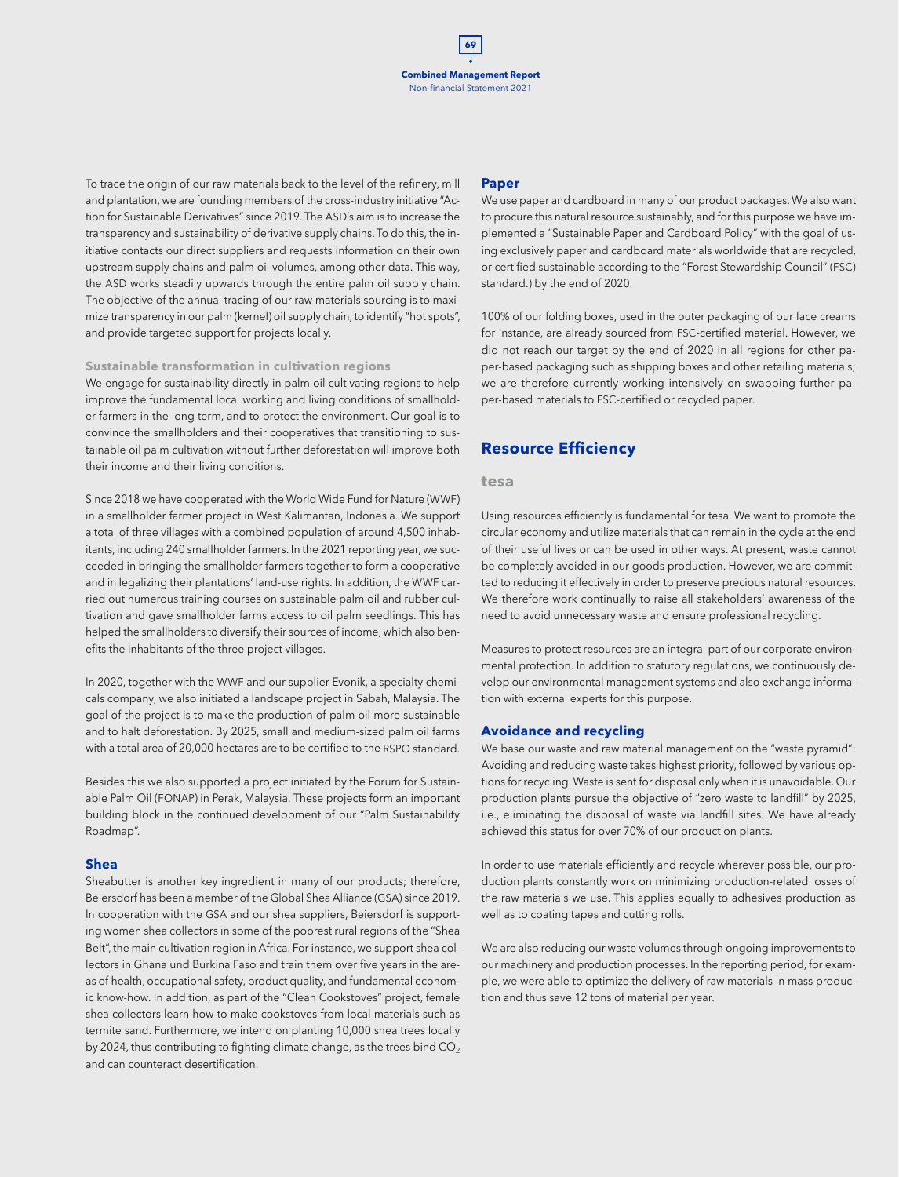To trace the origin of our raw materials back to the level of the refinery, mill and plantation, we are founding members of the cross-industry initiative "Action for Sustainable Derivatives" since 2019. The ASD's aim is to increase the transparency and sustainability of derivative supply chains. To do this, the initiative contacts our direct suppliers and requests information on their own upstream supply chains and palm oil volumes, among other data. This way, the ASD works steadily upwards through the entire palm oil supply chain. The objective of the annual tracing of our raw materials sourcing is to maximize transparency in our palm (kernel) oil supply chain, to identify "hot spots", and provide targeted support for projects locally.

#### Sustainable transformation in cultivation regions

We engage for sustainability directly in palm oil cultivating regions to help improve the fundamental local working and living conditions of smallholder farmers in the long term, and to protect the environment. Our goal is to convince the smallholders and their cooperatives that transitioning to sustainable oil palm cultivation without further deforestation will improve both their income and their living conditions.

Since 2018 we have cooperated with the World Wide Fund for Nature (WWF) in a smallholder farmer project in West Kalimantan, Indonesia. We support a total of three villages with a combined population of around 4,500 inhabitants, including 240 smallholder farmers. In the 2021 reporting year, we succeeded in bringing the smallholder farmers together to form a cooperative and in legalizing their plantations' land-use rights. In addition, the WWF carried out numerous training courses on sustainable palm oil and rubber cultivation and gave smallholder farms access to oil palm seedlings. This has helped the smallholders to diversify their sources of income, which also benefits the inhabitants of the three project villages.

In 2020, together with the WWF and our supplier Evonik, a specialty chemicals company, we also initiated a landscape project in Sabah, Malaysia. The goal of the project is to make the production of palm oil more sustainable and to halt deforestation. By 2025, small and medium-sized palm oil farms with a total area of 20,000 hectares are to be certified to the RSPO standard.

Besides this we also supported a project initiated by the Forum for Sustainable Palm Oil (FONAP) in Perak, Malaysia. These projects form an important building block in the continued development of our "Palm Sustainability Roadmap".

### Shea

Sheabutter is another key ingredient in many of our products; therefore, Beiersdorf has been a member of the Global Shea Alliance (GSA) since 2019. In cooperation with the GSA and our shea suppliers, Beiersdorf is supporting women shea collectors in some of the poorest rural regions of the "Shea Belt", the main cultivation region in Africa. For instance, we support shea collectors in Ghana und Burkina Faso and train them over five years in the areas of health, occupational safety, product quality, and fundamental economic know-how. In addition, as part of the "Clean Cookstoves" project, female shea collectors learn how to make cookstoves from local materials such as termite sand. Furthermore, we intend on planting 10,000 shea trees locally by 2024, thus contributing to fighting climate change, as the trees bind $CO_2$ and can counteract desertification.

### Paper

We use paper and cardboard in many of our product packages. We also want to procure this natural resource sustainably, and for this purpose we have implemented a "Sustainable Paper and Cardboard Policy" with the goal of using exclusively paper and cardboard materials worldwide that are recycled, or certified sustainable according to the "Forest Stewardship Council" (FSC) standard.) by the end of 2020.

100% of our folding boxes, used in the outer packaging of our face creams for instance, are already sourced from FSC-certified material. However, we did not reach our target by the end of 2020 in all regions for other paper-based packaging such as shipping boxes and other retailing materials; we are therefore currently working intensively on swapping further paper-based materials to FSC-certified or recycled paper.

## Resource Efficiency

### tesa

Using resources efficiently is fundamental for tesa. We want to promote the circular economy and utilize materials that can remain in the cycle at the end of their useful lives or can be used in other ways. At present, waste cannot be completely avoided in our goods production. However, we are committed to reducing it effectively in order to preserve precious natural resources. We therefore work continually to raise all stakeholders' awareness of the need to avoid unnecessary waste and ensure professional recycling.

Measures to protect resources are an integral part of our corporate environmental protection. In addition to statutory regulations, we continuously develop our environmental management systems and also exchange information with external experts for this purpose.

#### Avoidance and recycling

We base our waste and raw material management on the "waste pyramid": Avoiding and reducing waste takes highest priority, followed by various options for recycling. Waste is sent for disposal only when it is unavoidable. Our production plants pursue the objective of "zero waste to landfill" by 2025, i.e., eliminating the disposal of waste via landfill sites. We have already achieved this status for over 70% of our production plants.

In order to use materials efficiently and recycle wherever possible, our production plants constantly work on minimizing production-related losses of the raw materials we use. This applies equally to adhesives production as well as to coating tapes and cutting rolls.

We are also reducing our waste volumes through ongoing improvements to our machinery and production processes. In the reporting period, for example, we were able to optimize the delivery of raw materials in mass production and thus save 12 tons of material per year.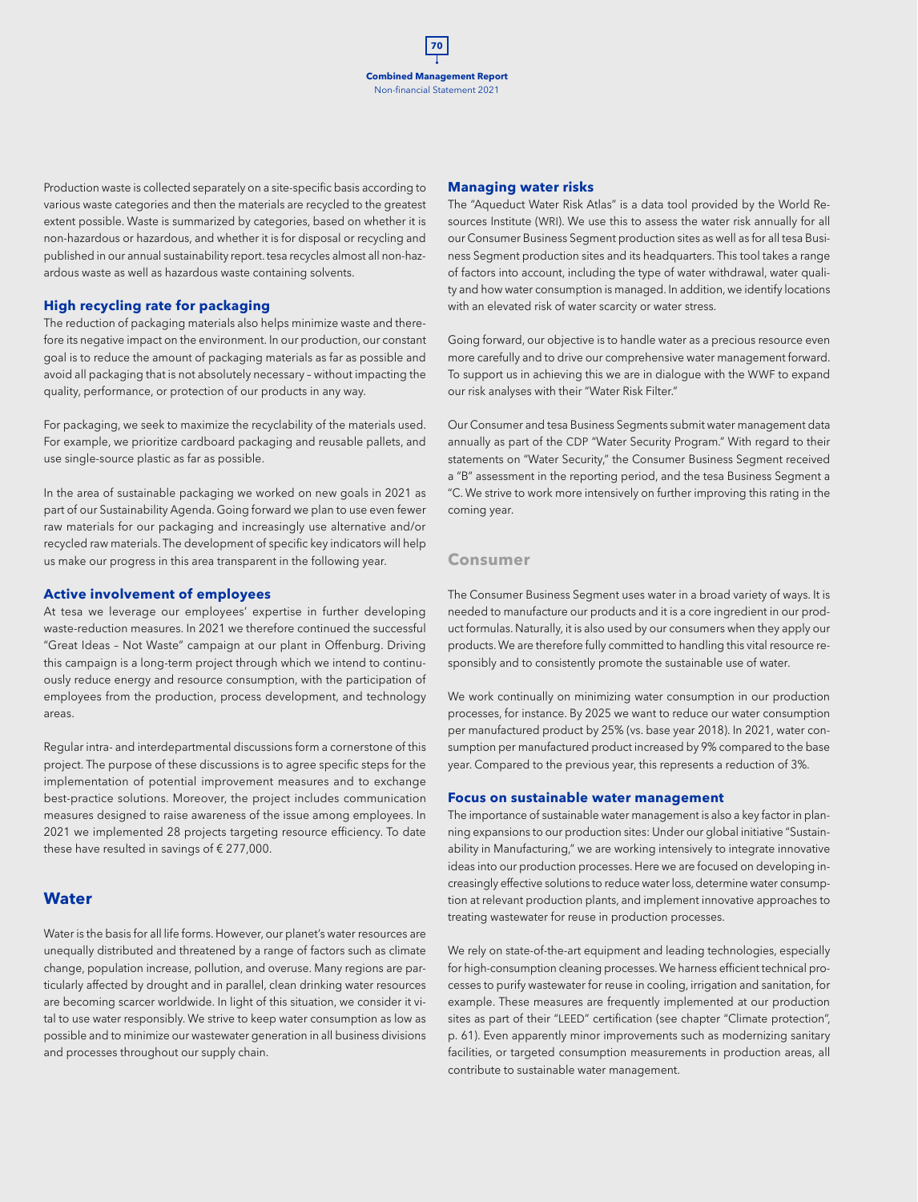Production waste is collected separately on a site-specific basis according to various waste categories and then the materials are recycled to the greatest extent possible. Waste is summarized by categories, based on whether it is non-hazardous or hazardous, and whether it is for disposal or recycling and published in our annual sustainability report. tesa recycles almost all non-hazardous waste as well as hazardous waste containing solvents.

### High recycling rate for packaging

The reduction of packaging materials also helps minimize waste and therefore its negative impact on the environment. In our production, our constant goal is to reduce the amount of packaging materials as far as possible and avoid all packaging that is not absolutely necessary – without impacting the quality, performance, or protection of our products in any way.

For packaging, we seek to maximize the recyclability of the materials used. For example, we prioritize cardboard packaging and reusable pallets, and use single-source plastic as far as possible.

In the area of sustainable packaging we worked on new goals in 2021 as part of our Sustainability Agenda. Going forward we plan to use even fewer raw materials for our packaging and increasingly use alternative and/or recycled raw materials. The development of specific key indicators will help us make our progress in this area transparent in the following year.

### Active involvement of employees

At tesa we leverage our employees' expertise in further developing waste-reduction measures. In 2021 we therefore continued the successful "Great Ideas – Not Waste" campaign at our plant in Offenburg. Driving this campaign is a long-term project through which we intend to continuously reduce energy and resource consumption, with the participation of employees from the production, process development, and technology areas.

Regular intra- and interdepartmental discussions form a cornerstone of this project. The purpose of these discussions is to agree specific steps for the implementation of potential improvement measures and to exchange best-practice solutions. Moreover, the project includes communication measures designed to raise awareness of the issue among employees. In 2021 we implemented 28 projects targeting resource efficiency. To date these have resulted in savings of € 277,000.

## Water

Water is the basis for all life forms. However, our planet's water resources are unequally distributed and threatened by a range of factors such as climate change, population increase, pollution, and overuse. Many regions are particularly affected by drought and in parallel, clean drinking water resources are becoming scarcer worldwide. In light of this situation, we consider it vital to use water responsibly. We strive to keep water consumption as low as possible and to minimize our wastewater generation in all business divisions and processes throughout our supply chain.

### Managing water risks

The "Aqueduct Water Risk Atlas" is a data tool provided by the World Resources Institute (WRI). We use this to assess the water risk annually for all our Consumer Business Segment production sites as well as for all tesa Business Segment production sites and its headquarters. This tool takes a range of factors into account, including the type of water withdrawal, water quality and how water consumption is managed. In addition, we identify locations with an elevated risk of water scarcity or water stress.

Going forward, our objective is to handle water as a precious resource even more carefully and to drive our comprehensive water management forward. To support us in achieving this we are in dialogue with the WWF to expand our risk analyses with their "Water Risk Filter."

Our Consumer and tesa Business Segments submit water management data annually as part of the CDP "Water Security Program." With regard to their statements on "Water Security," the Consumer Business Segment received a "B" assessment in the reporting period, and the tesa Business Segment a "C. We strive to work more intensively on further improving this rating in the coming year.

## Consumer

The Consumer Business Segment uses water in a broad variety of ways. It is needed to manufacture our products and it is a core ingredient in our product formulas. Naturally, it is also used by our consumers when they apply our products. We are therefore fully committed to handling this vital resource responsibly and to consistently promote the sustainable use of water.

We work continually on minimizing water consumption in our production processes, for instance. By 2025 we want to reduce our water consumption per manufactured product by 25% (vs. base year 2018). In 2021, water consumption per manufactured product increased by 9% compared to the base year. Compared to the previous year, this represents a reduction of 3%.

### Focus on sustainable water management

The importance of sustainable water management is also a key factor in planning expansions to our production sites: Under our global initiative "Sustainability in Manufacturing," we are working intensively to integrate innovative ideas into our production processes. Here we are focused on developing increasingly effective solutions to reduce water loss, determine water consumption at relevant production plants, and implement innovative approaches to treating wastewater for reuse in production processes.

We rely on state-of-the-art equipment and leading technologies, especially for high-consumption cleaning processes. We harness efficient technical processes to purify wastewater for reuse in cooling, irrigation and sanitation, for example. These measures are frequently implemented at our production sites as part of their "LEED" certification (see chapter "Climate protection", p. 61). Even apparently minor improvements such as modernizing sanitary facilities, or targeted consumption measurements in production areas, all contribute to sustainable water management.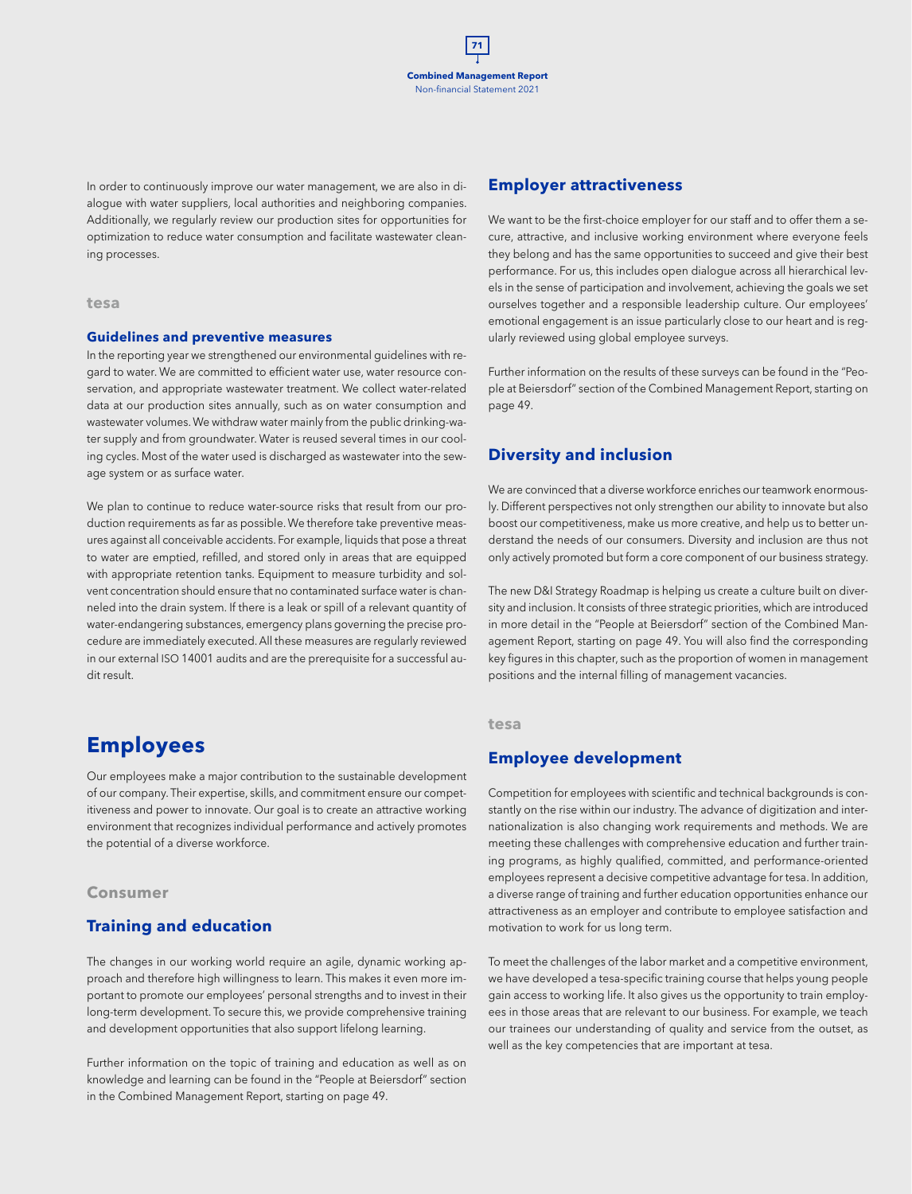In order to continuously improve our water management, we are also in dialogue with water suppliers, local authorities and neighboring companies. Additionally, we regularly review our production sites for opportunities for optimization to reduce water consumption and facilitate wastewater cleaning processes.

**tesa**

### Guidelines and preventive measures

In the reporting year we strengthened our environmental guidelines with regard to water. We are committed to efficient water use, water resource conservation, and appropriate wastewater treatment. We collect water-related data at our production sites annually, such as on water consumption and wastewater volumes. We withdraw water mainly from the public drinking-water supply and from groundwater. Water is reused several times in our cooling cycles. Most of the water used is discharged as wastewater into the sewage system or as surface water.

We plan to continue to reduce water-source risks that result from our production requirements as far as possible. We therefore take preventive measures against all conceivable accidents. For example, liquids that pose a threat to water are emptied, refilled, and stored only in areas that are equipped with appropriate retention tanks. Equipment to measure turbidity and solvent concentration should ensure that no contaminated surface water is channeled into the drain system. If there is a leak or spill of a relevant quantity of water-endangering substances, emergency plans governing the precise procedure are immediately executed. All these measures are regularly reviewed in our external ISO 14001 audits and are the prerequisite for a successful audit result.

# Employees

Our employees make a major contribution to the sustainable development of our company. Their expertise, skills, and commitment ensure our competitiveness and power to innovate. Our goal is to create an attractive working environment that recognizes individual performance and actively promotes the potential of a diverse workforce.

**Consumer**

## Training and education

The changes in our working world require an agile, dynamic working approach and therefore high willingness to learn. This makes it even more important to promote our employees' personal strengths and to invest in their long-term development. To secure this, we provide comprehensive training and development opportunities that also support lifelong learning.

Further information on the topic of training and education as well as on knowledge and learning can be found in the "People at Beiersdorf" section in the Combined Management Report, starting on page 49.

## Employer attractiveness

We want to be the first-choice employer for our staff and to offer them a secure, attractive, and inclusive working environment where everyone feels they belong and has the same opportunities to succeed and give their best performance. For us, this includes open dialogue across all hierarchical levels in the sense of participation and involvement, achieving the goals we set ourselves together and a responsible leadership culture. Our employees' emotional engagement is an issue particularly close to our heart and is regularly reviewed using global employee surveys.

Further information on the results of these surveys can be found in the "People at Beiersdorf" section of the Combined Management Report, starting on page 49.

## Diversity and inclusion

We are convinced that a diverse workforce enriches our teamwork enormously. Different perspectives not only strengthen our ability to innovate but also boost our competitiveness, make us more creative, and help us to better understand the needs of our consumers. Diversity and inclusion are thus not only actively promoted but form a core component of our business strategy.

The new D&I Strategy Roadmap is helping us create a culture built on diversity and inclusion. It consists of three strategic priorities, which are introduced in more detail in the "People at Beiersdorf" section of the Combined Management Report, starting on page 49. You will also find the corresponding key figures in this chapter, such as the proportion of women in management positions and the internal filling of management vacancies.

**tesa**

## Employee development

Competition for employees with scientific and technical backgrounds is constantly on the rise within our industry. The advance of digitization and internationalization is also changing work requirements and methods. We are meeting these challenges with comprehensive education and further training programs, as highly qualified, committed, and performance-oriented employees represent a decisive competitive advantage for tesa. In addition, a diverse range of training and further education opportunities enhance our attractiveness as an employer and contribute to employee satisfaction and motivation to work for us long term.

To meet the challenges of the labor market and a competitive environment, we have developed a tesa-specific training course that helps young people gain access to working life. It also gives us the opportunity to train employees in those areas that are relevant to our business. For example, we teach our trainees our understanding of quality and service from the outset, as well as the key competencies that are important at tesa.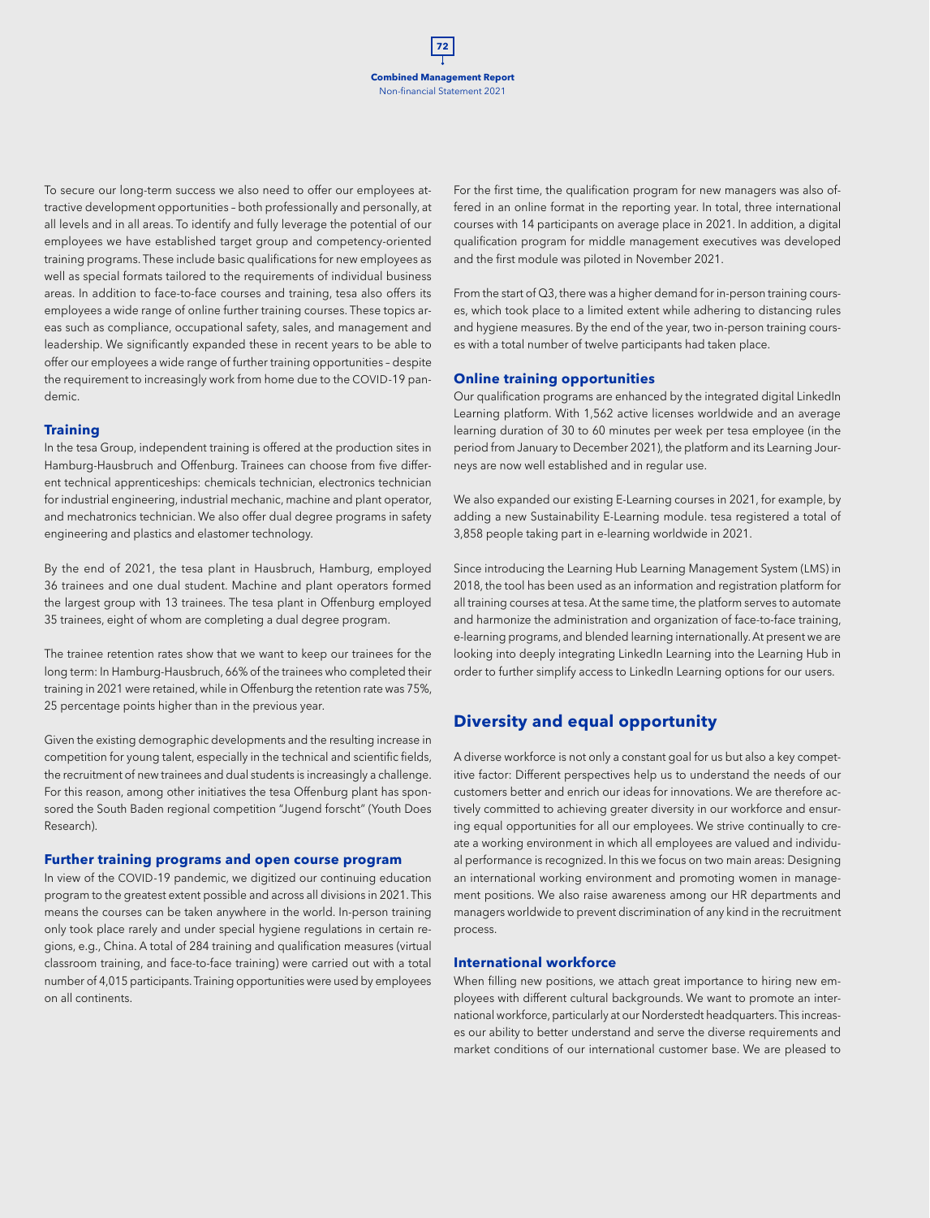To secure our long-term success we also need to offer our employees attractive development opportunities – both professionally and personally, at all levels and in all areas. To identify and fully leverage the potential of our employees we have established target group and competency-oriented training programs. These include basic qualifications for new employees as well as special formats tailored to the requirements of individual business areas. In addition to face-to-face courses and training, tesa also offers its employees a wide range of online further training courses. These topics areas such as compliance, occupational safety, sales, and management and leadership. We significantly expanded these in recent years to be able to offer our employees a wide range of further training opportunities – despite the requirement to increasingly work from home due to the COVID-19 pandemic.

### Training

In the tesa Group, independent training is offered at the production sites in Hamburg-Hausbruch and Offenburg. Trainees can choose from five different technical apprenticeships: chemicals technician, electronics technician for industrial engineering, industrial mechanic, machine and plant operator, and mechatronics technician. We also offer dual degree programs in safety engineering and plastics and elastomer technology.

By the end of 2021, the tesa plant in Hausbruch, Hamburg, employed 36 trainees and one dual student. Machine and plant operators formed the largest group with 13 trainees. The tesa plant in Offenburg employed 35 trainees, eight of whom are completing a dual degree program.

The trainee retention rates show that we want to keep our trainees for the long term: In Hamburg-Hausbruch, 66% of the trainees who completed their training in 2021 were retained, while in Offenburg the retention rate was 75%, 25 percentage points higher than in the previous year.

Given the existing demographic developments and the resulting increase in competition for young talent, especially in the technical and scientific fields, the recruitment of new trainees and dual students is increasingly a challenge. For this reason, among other initiatives the tesa Offenburg plant has sponsored the South Baden regional competition "Jugend forscht" (Youth Does Research).

### Further training programs and open course program

In view of the COVID-19 pandemic, we digitized our continuing education program to the greatest extent possible and across all divisions in 2021. This means the courses can be taken anywhere in the world. In-person training only took place rarely and under special hygiene regulations in certain regions, e.g., China. A total of 284 training and qualification measures (virtual classroom training, and face-to-face training) were carried out with a total number of 4,015 participants. Training opportunities were used by employees on all continents.

For the first time, the qualification program for new managers was also offered in an online format in the reporting year. In total, three international courses with 14 participants on average place in 2021. In addition, a digital qualification program for middle management executives was developed and the first module was piloted in November 2021.

From the start of Q3, there was a higher demand for in-person training courses, which took place to a limited extent while adhering to distancing rules and hygiene measures. By the end of the year, two in-person training courses with a total number of twelve participants had taken place.

### Online training opportunities

Our qualification programs are enhanced by the integrated digital LinkedIn Learning platform. With 1,562 active licenses worldwide and an average learning duration of 30 to 60 minutes per week per tesa employee (in the period from January to December 2021), the platform and its Learning Journeys are now well established and in regular use.

We also expanded our existing E-Learning courses in 2021, for example, by adding a new Sustainability E-Learning module. tesa registered a total of 3,858 people taking part in e-learning worldwide in 2021.

Since introducing the Learning Hub Learning Management System (LMS) in 2018, the tool has been used as an information and registration platform for all training courses at tesa. At the same time, the platform serves to automate and harmonize the administration and organization of face-to-face training, e-learning programs, and blended learning internationally. At present we are looking into deeply integrating LinkedIn Learning into the Learning Hub in order to further simplify access to LinkedIn Learning options for our users.

## Diversity and equal opportunity

A diverse workforce is not only a constant goal for us but also a key competitive factor: Different perspectives help us to understand the needs of our customers better and enrich our ideas for innovations. We are therefore actively committed to achieving greater diversity in our workforce and ensuring equal opportunities for all our employees. We strive continually to create a working environment in which all employees are valued and individual performance is recognized. In this we focus on two main areas: Designing an international working environment and promoting women in management positions. We also raise awareness among our HR departments and managers worldwide to prevent discrimination of any kind in the recruitment process.

### International workforce

When filling new positions, we attach great importance to hiring new employees with different cultural backgrounds. We want to promote an international workforce, particularly at our Norderstedt headquarters. This increases our ability to better understand and serve the diverse requirements and market conditions of our international customer base. We are pleased to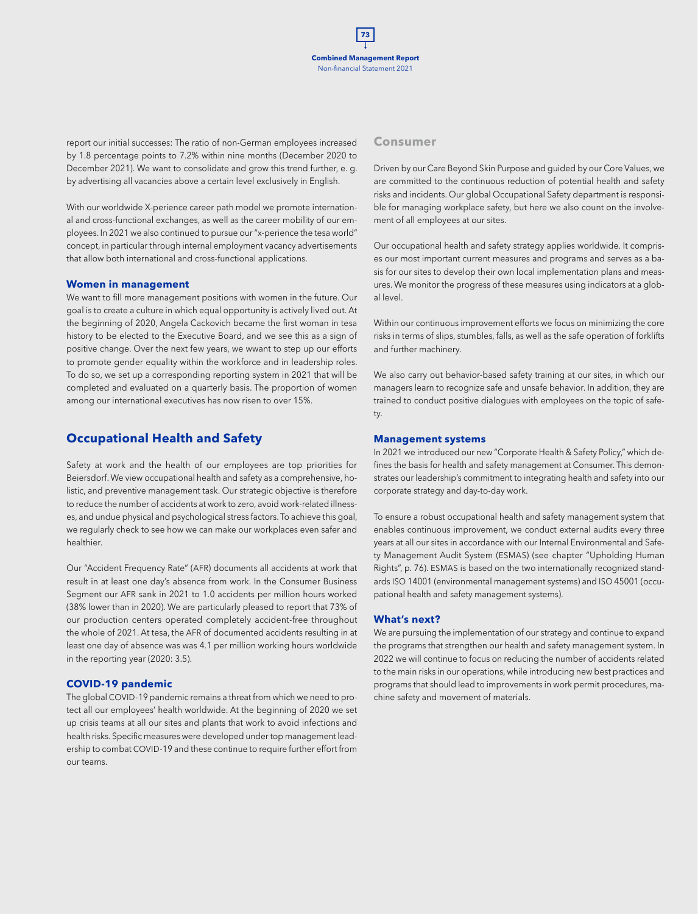report our initial successes: The ratio of non-German employees increased by 1.8 percentage points to 7.2% within nine months (December 2020 to December 2021). We want to consolidate and grow this trend further, e. g. by advertising all vacancies above a certain level exclusively in English.

With our worldwide X-perience career path model we promote international and cross-functional exchanges, as well as the career mobility of our employees. In 2021 we also continued to pursue our "x-perience the tesa world" concept, in particular through internal employment vacancy advertisements that allow both international and cross-functional applications.

### Women in management

We want to fill more management positions with women in the future. Our goal is to create a culture in which equal opportunity is actively lived out. At the beginning of 2020, Angela Cackovich became the first woman in tesa history to be elected to the Executive Board, and we see this as a sign of positive change. Over the next few years, we wwant to step up our efforts to promote gender equality within the workforce and in leadership roles. To do so, we set up a corresponding reporting system in 2021 that will be completed and evaluated on a quarterly basis. The proportion of women among our international executives has now risen to over 15%.

## Occupational Health and Safety

Safety at work and the health of our employees are top priorities for Beiersdorf. We view occupational health and safety as a comprehensive, holistic, and preventive management task. Our strategic objective is therefore to reduce the number of accidents at work to zero, avoid work-related illnesses, and undue physical and psychological stress factors. To achieve this goal, we regularly check to see how we can make our workplaces even safer and healthier.

Our "Accident Frequency Rate" (AFR) documents all accidents at work that result in at least one day's absence from work. In the Consumer Business Segment our AFR sank in 2021 to 1.0 accidents per million hours worked (38% lower than in 2020). We are particularly pleased to report that 73% of our production centers operated completely accident-free throughout the whole of 2021. At tesa, the AFR of documented accidents resulting in at least one day of absence was was 4.1 per million working hours worldwide in the reporting year (2020: 3.5).

### COVID-19 pandemic

The global COVID-19 pandemic remains a threat from which we need to protect all our employees' health worldwide. At the beginning of 2020 we set up crisis teams at all our sites and plants that work to avoid infections and health risks. Specific measures were developed under top management leadership to combat COVID-19 and these continue to require further effort from our teams.

### Consumer

Driven by our Care Beyond Skin Purpose and guided by our Core Values, we are committed to the continuous reduction of potential health and safety risks and incidents. Our global Occupational Safety department is responsible for managing workplace safety, but here we also count on the involvement of all employees at our sites.

Our occupational health and safety strategy applies worldwide. It comprises our most important current measures and programs and serves as a basis for our sites to develop their own local implementation plans and measures. We monitor the progress of these measures using indicators at a global level.

Within our continuous improvement efforts we focus on minimizing the core risks in terms of slips, stumbles, falls, as well as the safe operation of forklifts and further machinery.

We also carry out behavior-based safety training at our sites, in which our managers learn to recognize safe and unsafe behavior. In addition, they are trained to conduct positive dialogues with employees on the topic of safety.

### Management systems

In 2021 we introduced our new "Corporate Health & Safety Policy," which defines the basis for health and safety management at Consumer. This demonstrates our leadership's commitment to integrating health and safety into our corporate strategy and day-to-day work.

To ensure a robust occupational health and safety management system that enables continuous improvement, we conduct external audits every three years at all our sites in accordance with our Internal Environmental and Safety Management Audit System (ESMAS) (see chapter "Upholding Human Rights", p. 76). ESMAS is based on the two internationally recognized standards ISO 14001 (environmental management systems) and ISO 45001 (occupational health and safety management systems).

### What's next?

We are pursuing the implementation of our strategy and continue to expand the programs that strengthen our health and safety management system. In 2022 we will continue to focus on reducing the number of accidents related to the main risks in our operations, while introducing new best practices and programs that should lead to improvements in work permit procedures, machine safety and movement of materials.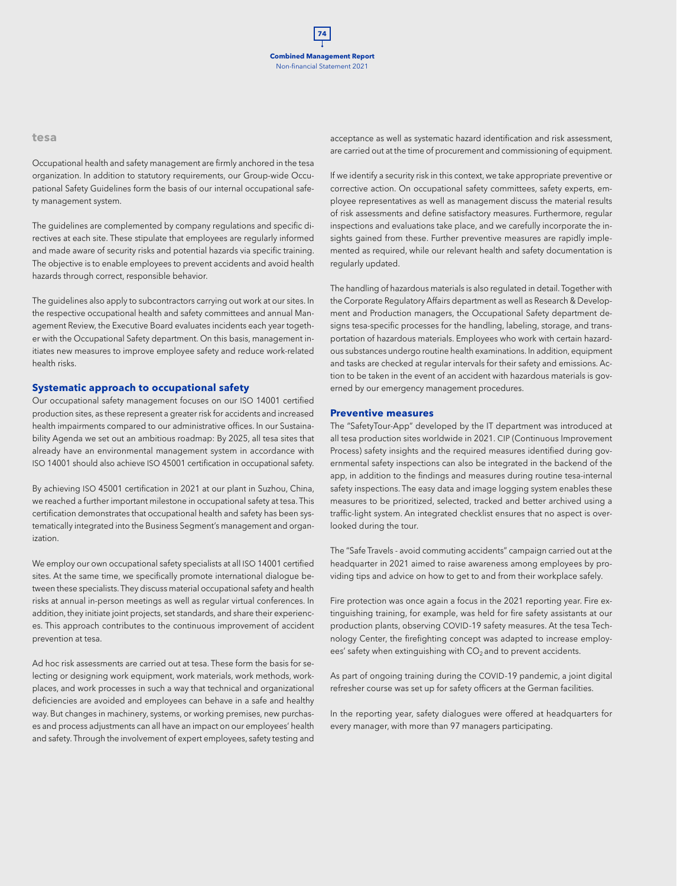## tesa

Occupational health and safety management are firmly anchored in the tesa organization. In addition to statutory requirements, our Group-wide Occupational Safety Guidelines form the basis of our internal occupational safety management system.

The guidelines are complemented by company regulations and specific directives at each site. These stipulate that employees are regularly informed and made aware of security risks and potential hazards via specific training. The objective is to enable employees to prevent accidents and avoid health hazards through correct, responsible behavior.

The guidelines also apply to subcontractors carrying out work at our sites. In the respective occupational health and safety committees and annual Management Review, the Executive Board evaluates incidents each year together with the Occupational Safety department. On this basis, management initiates new measures to improve employee safety and reduce work-related health risks.

### Systematic approach to occupational safety

Our occupational safety management focuses on our ISO 14001 certified production sites, as these represent a greater risk for accidents and increased health impairments compared to our administrative offices. In our Sustainability Agenda we set out an ambitious roadmap: By 2025, all tesa sites that already have an environmental management system in accordance with ISO 14001 should also achieve ISO 45001 certification in occupational safety.

By achieving ISO 45001 certification in 2021 at our plant in Suzhou, China, we reached a further important milestone in occupational safety at tesa. This certification demonstrates that occupational health and safety has been systematically integrated into the Business Segment's management and organization.

We employ our own occupational safety specialists at all ISO 14001 certified sites. At the same time, we specifically promote international dialogue between these specialists. They discuss material occupational safety and health risks at annual in-person meetings as well as regular virtual conferences. In addition, they initiate joint projects, set standards, and share their experiences. This approach contributes to the continuous improvement of accident prevention at tesa.

Ad hoc risk assessments are carried out at tesa. These form the basis for selecting or designing work equipment, work materials, work methods, workplaces, and work processes in such a way that technical and organizational deficiencies are avoided and employees can behave in a safe and healthy way. But changes in machinery, systems, or working premises, new purchases and process adjustments can all have an impact on our employees' health and safety. Through the involvement of expert employees, safety testing and acceptance as well as systematic hazard identification and risk assessment, are carried out at the time of procurement and commissioning of equipment.

If we identify a security risk in this context, we take appropriate preventive or corrective action. On occupational safety committees, safety experts, employee representatives as well as management discuss the material results of risk assessments and define satisfactory measures. Furthermore, regular inspections and evaluations take place, and we carefully incorporate the insights gained from these. Further preventive measures are rapidly implemented as required, while our relevant health and safety documentation is regularly updated.

The handling of hazardous materials is also regulated in detail. Together with the Corporate Regulatory Affairs department as well as Research & Development and Production managers, the Occupational Safety department designs tesa-specific processes for the handling, labeling, storage, and transportation of hazardous materials. Employees who work with certain hazardous substances undergo routine health examinations. In addition, equipment and tasks are checked at regular intervals for their safety and emissions. Action to be taken in the event of an accident with hazardous materials is governed by our emergency management procedures.

### Preventive measures

The "SafetyTour-App" developed by the IT department was introduced at all tesa production sites worldwide in 2021. CIP (Continuous Improvement Process) safety insights and the required measures identified during governmental safety inspections can also be integrated in the backend of the app, in addition to the findings and measures during routine tesa-internal safety inspections. The easy data and image logging system enables these measures to be prioritized, selected, tracked and better archived using a traffic-light system. An integrated checklist ensures that no aspect is overlooked during the tour.

The "Safe Travels - avoid commuting accidents" campaign carried out at the headquarter in 2021 aimed to raise awareness among employees by providing tips and advice on how to get to and from their workplace safely.

Fire protection was once again a focus in the 2021 reporting year. Fire extinguishing training, for example, was held for fire safety assistants at our production plants, observing COVID-19 safety measures. At the tesa Technology Center, the firefighting concept was adapted to increase employees' safety when extinguishing with $CO_2$ and to prevent accidents.

As part of ongoing training during the COVID-19 pandemic, a joint digital refresher course was set up for safety officers at the German facilities.

In the reporting year, safety dialogues were offered at headquarters for every manager, with more than 97 managers participating.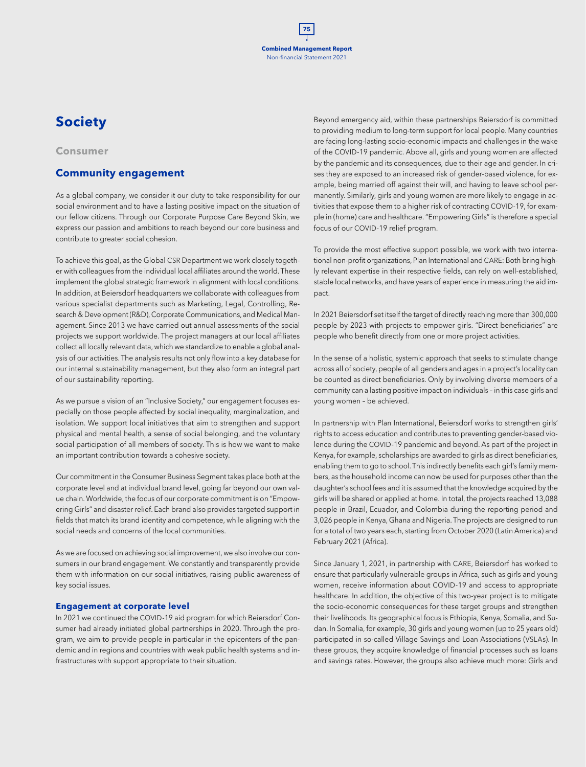# Society

## Consumer

## Community engagement

As a global company, we consider it our duty to take responsibility for our social environment and to have a lasting positive impact on the situation of our fellow citizens. Through our Corporate Purpose Care Beyond Skin, we express our passion and ambitions to reach beyond our core business and contribute to greater social cohesion.

To achieve this goal, as the Global CSR Department we work closely together with colleagues from the individual local affiliates around the world. These implement the global strategic framework in alignment with local conditions. In addition, at Beiersdorf headquarters we collaborate with colleagues from various specialist departments such as Marketing, Legal, Controlling, Research & Development (R&D), Corporate Communications, and Medical Management. Since 2013 we have carried out annual assessments of the social projects we support worldwide. The project managers at our local affiliates collect all locally relevant data, which we standardize to enable a global analysis of our activities. The analysis results not only flow into a key database for our internal sustainability management, but they also form an integral part of our sustainability reporting.

As we pursue a vision of an "Inclusive Society," our engagement focuses especially on those people affected by social inequality, marginalization, and isolation. We support local initiatives that aim to strengthen and support physical and mental health, a sense of social belonging, and the voluntary social participation of all members of society. This is how we want to make an important contribution towards a cohesive society.

Our commitment in the Consumer Business Segment takes place both at the corporate level and at individual brand level, going far beyond our own value chain. Worldwide, the focus of our corporate commitment is on "Empowering Girls" and disaster relief. Each brand also provides targeted support in fields that match its brand identity and competence, while aligning with the social needs and concerns of the local communities.

As we are focused on achieving social improvement, we also involve our consumers in our brand engagement. We constantly and transparently provide them with information on our social initiatives, raising public awareness of key social issues.

### Engagement at corporate level

In 2021 we continued the COVID-19 aid program for which Beiersdorf Consumer had already initiated global partnerships in 2020. Through the program, we aim to provide people in particular in the epicenters of the pandemic and in regions and countries with weak public health systems and infrastructures with support appropriate to their situation.

Beyond emergency aid, within these partnerships Beiersdorf is committed to providing medium to long-term support for local people. Many countries are facing long-lasting socio-economic impacts and challenges in the wake of the COVID-19 pandemic. Above all, girls and young women are affected by the pandemic and its consequences, due to their age and gender. In crises they are exposed to an increased risk of gender-based violence, for example, being married off against their will, and having to leave school permanently. Similarly, girls and young women are more likely to engage in activities that expose them to a higher risk of contracting COVID-19, for example in (home) care and healthcare. "Empowering Girls" is therefore a special focus of our COVID-19 relief program.

To provide the most effective support possible, we work with two international non-profit organizations, Plan International and CARE: Both bring highly relevant expertise in their respective fields, can rely on well-established, stable local networks, and have years of experience in measuring the aid impact.

In 2021 Beiersdorf set itself the target of directly reaching more than 300,000 people by 2023 with projects to empower girls. "Direct beneficiaries" are people who benefit directly from one or more project activities.

In the sense of a holistic, systemic approach that seeks to stimulate change across all of society, people of all genders and ages in a project's locality can be counted as direct beneficiaries. Only by involving diverse members of a community can a lasting positive impact on individuals – in this case girls and young women – be achieved.

In partnership with Plan International, Beiersdorf works to strengthen girls' rights to access education and contributes to preventing gender-based violence during the COVID-19 pandemic and beyond. As part of the project in Kenya, for example, scholarships are awarded to girls as direct beneficiaries, enabling them to go to school. This indirectly benefits each girl's family members, as the household income can now be used for purposes other than the daughter's school fees and it is assumed that the knowledge acquired by the girls will be shared or applied at home. In total, the projects reached 13,088 people in Brazil, Ecuador, and Colombia during the reporting period and 3,026 people in Kenya, Ghana and Nigeria. The projects are designed to run for a total of two years each, starting from October 2020 (Latin America) and February 2021 (Africa).

Since January 1, 2021, in partnership with CARE, Beiersdorf has worked to ensure that particularly vulnerable groups in Africa, such as girls and young women, receive information about COVID-19 and access to appropriate healthcare. In addition, the objective of this two-year project is to mitigate the socio-economic consequences for these target groups and strengthen their livelihoods. Its geographical focus is Ethiopia, Kenya, Somalia, and Sudan. In Somalia, for example, 30 girls and young women (up to 25 years old) participated in so-called Village Savings and Loan Associations (VSLAs). In these groups, they acquire knowledge of financial processes such as loans and savings rates. However, the groups also achieve much more: Girls and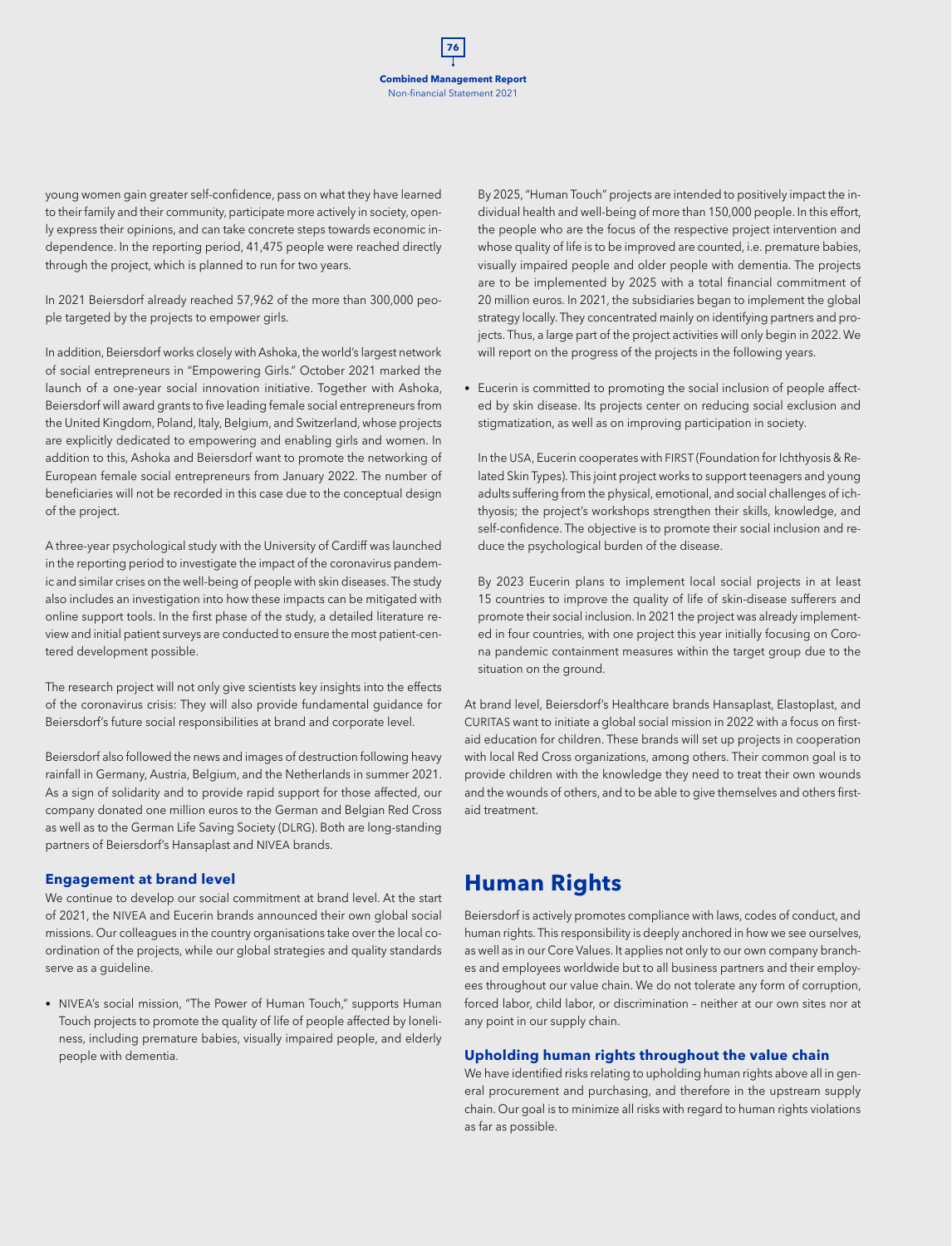young women gain greater self-confidence, pass on what they have learned to their family and their community, participate more actively in society, openly express their opinions, and can take concrete steps towards economic independence. In the reporting period, 41,475 people were reached directly through the project, which is planned to run for two years.

In 2021 Beiersdorf already reached 57,962 of the more than 300,000 people targeted by the projects to empower girls.

In addition, Beiersdorf works closely with Ashoka, the world's largest network of social entrepreneurs in "Empowering Girls." October 2021 marked the launch of a one-year social innovation initiative. Together with Ashoka, Beiersdorf will award grants to five leading female social entrepreneurs from the United Kingdom, Poland, Italy, Belgium, and Switzerland, whose projects are explicitly dedicated to empowering and enabling girls and women. In addition to this, Ashoka and Beiersdorf want to promote the networking of European female social entrepreneurs from January 2022. The number of beneficiaries will not be recorded in this case due to the conceptual design of the project.

A three-year psychological study with the University of Cardiff was launched in the reporting period to investigate the impact of the coronavirus pandemic and similar crises on the well-being of people with skin diseases. The study also includes an investigation into how these impacts can be mitigated with online support tools. In the first phase of the study, a detailed literature review and initial patient surveys are conducted to ensure the most patient-centered development possible.

The research project will not only give scientists key insights into the effects of the coronavirus crisis: They will also provide fundamental guidance for Beiersdorf's future social responsibilities at brand and corporate level.

Beiersdorf also followed the news and images of destruction following heavy rainfall in Germany, Austria, Belgium, and the Netherlands in summer 2021. As a sign of solidarity and to provide rapid support for those affected, our company donated one million euros to the German and Belgian Red Cross as well as to the German Life Saving Society (DLRG). Both are long-standing partners of Beiersdorf's Hansaplast and NIVEA brands.

### Engagement at brand level

We continue to develop our social commitment at brand level. At the start of 2021, the NIVEA and Eucerin brands announced their own global social missions. Our colleagues in the country organisations take over the local coordination of the projects, while our global strategies and quality standards serve as a guideline.

- NIVEA's social mission, "The Power of Human Touch," supports Human Touch projects to promote the quality of life of people affected by loneliness, including premature babies, visually impaired people, and elderly people with dementia.

  By 2025, "Human Touch" projects are intended to positively impact the individual health and well-being of more than 150,000 people. In this effort, the people who are the focus of the respective project intervention and whose quality of life is to be improved are counted, i.e. premature babies, visually impaired people and older people with dementia. The projects are to be implemented by 2025 with a total financial commitment of 20 million euros. In 2021, the subsidiaries began to implement the global strategy locally. They concentrated mainly on identifying partners and projects. Thus, a large part of the project activities will only begin in 2022. We will report on the progress of the projects in the following years.

- Eucerin is committed to promoting the social inclusion of people affected by skin disease. Its projects center on reducing social exclusion and stigmatization, as well as on improving participation in society.

  In the USA, Eucerin cooperates with FIRST (Foundation for Ichthyosis & Related Skin Types). This joint project works to support teenagers and young adults suffering from the physical, emotional, and social challenges of ichthyosis; the project's workshops strengthen their skills, knowledge, and self-confidence. The objective is to promote their social inclusion and reduce the psychological burden of the disease.

  By 2023 Eucerin plans to implement local social projects in at least 15 countries to improve the quality of life of skin-disease sufferers and promote their social inclusion. In 2021 the project was already implemented in four countries, with one project this year initially focusing on Corona pandemic containment measures within the target group due to the situation on the ground.

At brand level, Beiersdorf's Healthcare brands Hansaplast, Elastoplast, and CURITAS want to initiate a global social mission in 2022 with a focus on first-aid education for children. These brands will set up projects in cooperation with local Red Cross organizations, among others. Their common goal is to provide children with the knowledge they need to treat their own wounds and the wounds of others, and to be able to give themselves and others first-aid treatment.

## Human Rights

Beiersdorf is actively promotes compliance with laws, codes of conduct, and human rights. This responsibility is deeply anchored in how we see ourselves, as well as in our Core Values. It applies not only to our own company branches and employees worldwide but to all business partners and their employees throughout our value chain. We do not tolerate any form of corruption, forced labor, child labor, or discrimination – neither at our own sites nor at any point in our supply chain.

### Upholding human rights throughout the value chain

We have identified risks relating to upholding human rights above all in general procurement and purchasing, and therefore in the upstream supply chain. Our goal is to minimize all risks with regard to human rights violations as far as possible.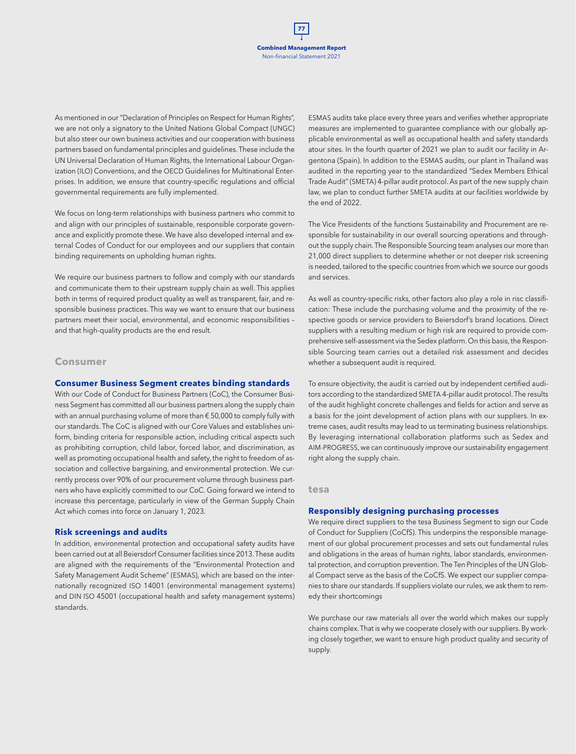As mentioned in our "Declaration of Principles on Respect for Human Rights", we are not only a signatory to the United Nations Global Compact (UNGC) but also steer our own business activities and our cooperation with business partners based on fundamental principles and guidelines. These include the UN Universal Declaration of Human Rights, the International Labour Organization (ILO) Conventions, and the OECD Guidelines for Multinational Enterprises. In addition, we ensure that country-specific regulations and official governmental requirements are fully implemented.

We focus on long-term relationships with business partners who commit to and align with our principles of sustainable, responsible corporate governance and explicitly promote these. We have also developed internal and external Codes of Conduct for our employees and our suppliers that contain binding requirements on upholding human rights.

We require our business partners to follow and comply with our standards and communicate them to their upstream supply chain as well. This applies both in terms of required product quality as well as transparent, fair, and responsible business practices. This way we want to ensure that our business partners meet their social, environmental, and economic responsibilities – and that high-quality products are the end result.

## Consumer

### Consumer Business Segment creates binding standards

With our Code of Conduct for Business Partners (CoC), the Consumer Business Segment has committed all our business partners along the supply chain with an annual purchasing volume of more than € 50,000 to comply fully with our standards. The CoC is aligned with our Core Values and establishes uniform, binding criteria for responsible action, including critical aspects such as prohibiting corruption, child labor, forced labor, and discrimination, as well as promoting occupational health and safety, the right to freedom of association and collective bargaining, and environmental protection. We currently process over 90% of our procurement volume through business partners who have explicitly committed to our CoC. Going forward we intend to increase this percentage, particularly in view of the German Supply Chain Act which comes into force on January 1, 2023.

### Risk screenings and audits

In addition, environmental protection and occupational safety audits have been carried out at all Beiersdorf Consumer facilities since 2013. These audits are aligned with the requirements of the "Environmental Protection and Safety Management Audit Scheme" (ESMAS), which are based on the internationally recognized ISO 14001 (environmental management systems) and DIN ISO 45001 (occupational health and safety management systems) standards.

ESMAS audits take place every three years and verifies whether appropriate measures are implemented to guarantee compliance with our globally applicable environmental as well as occupational health and safety standards atour sites. In the fourth quarter of 2021 we plan to audit our facility in Argentona (Spain). In addition to the ESMAS audits, our plant in Thailand was audited in the reporting year to the standardized "Sedex Members Ethical Trade Audit" (SMETA) 4-pillar audit protocol. As part of the new supply chain law, we plan to conduct further SMETA audits at our facilities worldwide by the end of 2022.

The Vice Presidents of the functions Sustainability and Procurement are responsible for sustainability in our overall sourcing operations and throughout the supply chain. The Responsible Sourcing team analyses our more than 21,000 direct suppliers to determine whether or not deeper risk screening is needed, tailored to the specific countries from which we source our goods and services.

As well as country-specific risks, other factors also play a role in risc classification: These include the purchasing volume and the proximity of the respective goods or service providers to Beiersdorf's brand locations. Direct suppliers with a resulting medium or high risk are required to provide comprehensive self-assessment via the Sedex platform. On this basis, the Responsible Sourcing team carries out a detailed risk assessment and decides whether a subsequent audit is required.

To ensure objectivity, the audit is carried out by independent certified auditors according to the standardized SMETA 4-pillar audit protocol. The results of the audit highlight concrete challenges and fields for action and serve as a basis for the joint development of action plans with our suppliers. In extreme cases, audit results may lead to us terminating business relationships. By leveraging international collaboration platforms such as Sedex and AIM-PROGRESS, we can continuously improve our sustainability engagement right along the supply chain.

## tesa

### Responsibly designing purchasing processes

We require direct suppliers to the tesa Business Segment to sign our Code of Conduct for Suppliers (CoCfS). This underpins the responsible management of our global procurement processes and sets out fundamental rules and obligations in the areas of human rights, labor standards, environmental protection, and corruption prevention. The Ten Principles of the UN Global Compact serve as the basis of the CoCfS. We expect our supplier companies to share our standards. If suppliers violate our rules, we ask them to remedy their shortcomings

We purchase our raw materials all over the world which makes our supply chains complex. That is why we cooperate closely with our suppliers. By working closely together, we want to ensure high product quality and security of supply.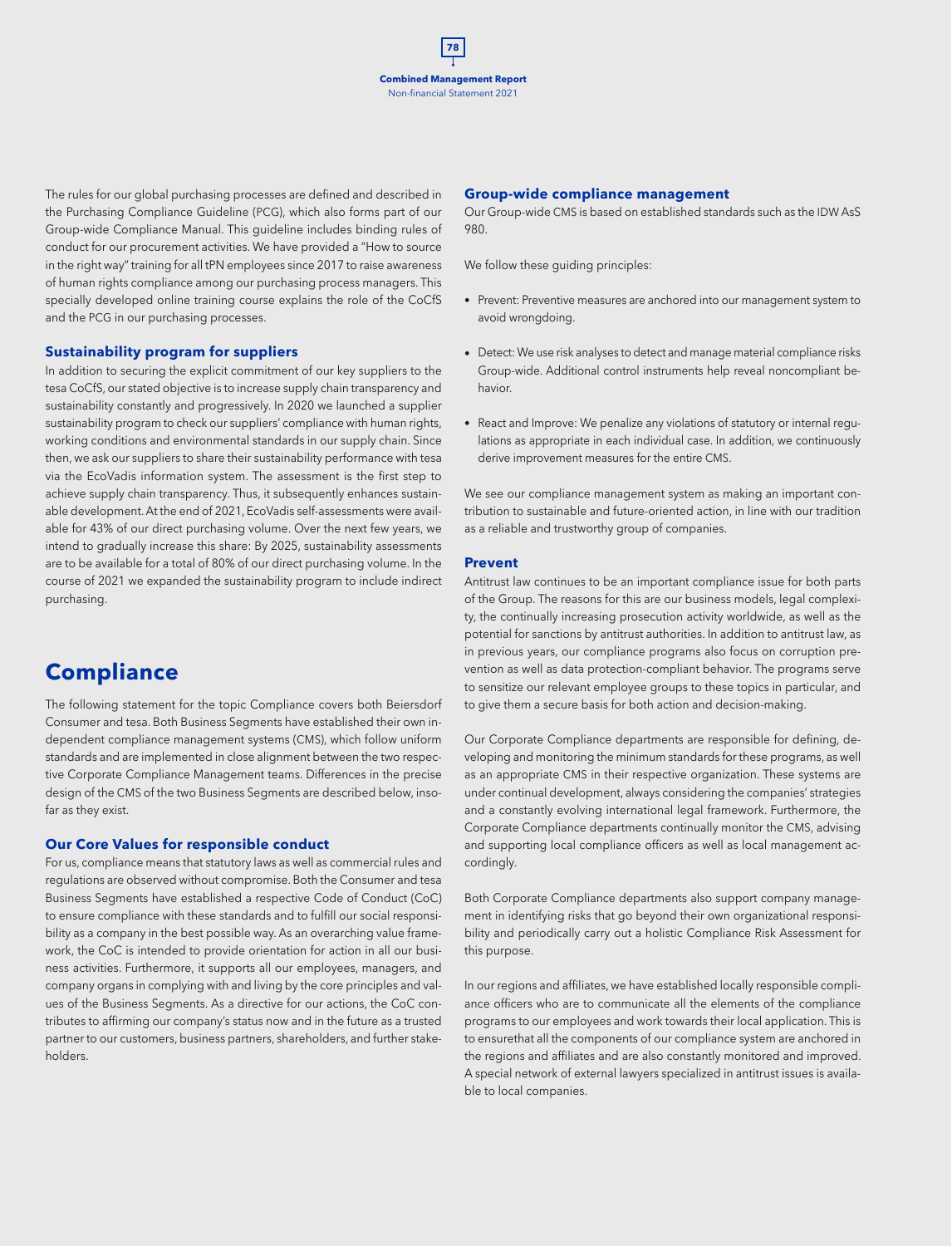The rules for our global purchasing processes are defined and described in the Purchasing Compliance Guideline (PCG), which also forms part of our Group-wide Compliance Manual. This guideline includes binding rules of conduct for our procurement activities. We have provided a "How to source in the right way" training for all tPN employees since 2017 to raise awareness of human rights compliance among our purchasing process managers. This specially developed online training course explains the role of the CoCfS and the PCG in our purchasing processes.

### Sustainability program for suppliers

In addition to securing the explicit commitment of our key suppliers to the tesa CoCfS, our stated objective is to increase supply chain transparency and sustainability constantly and progressively. In 2020 we launched a supplier sustainability program to check our suppliers' compliance with human rights, working conditions and environmental standards in our supply chain. Since then, we ask our suppliers to share their sustainability performance with tesa via the EcoVadis information system. The assessment is the first step to achieve supply chain transparency. Thus, it subsequently enhances sustainable development. At the end of 2021, EcoVadis self-assessments were available for 43% of our direct purchasing volume. Over the next few years, we intend to gradually increase this share: By 2025, sustainability assessments are to be available for a total of 80% of our direct purchasing volume. In the course of 2021 we expanded the sustainability program to include indirect purchasing.

## Compliance

The following statement for the topic Compliance covers both Beiersdorf Consumer and tesa. Both Business Segments have established their own independent compliance management systems (CMS), which follow uniform standards and are implemented in close alignment between the two respective Corporate Compliance Management teams. Differences in the precise design of the CMS of the two Business Segments are described below, insofar as they exist.

### Our Core Values for responsible conduct

For us, compliance means that statutory laws as well as commercial rules and regulations are observed without compromise. Both the Consumer and tesa Business Segments have established a respective Code of Conduct (CoC) to ensure compliance with these standards and to fulfill our social responsibility as a company in the best possible way. As an overarching value framework, the CoC is intended to provide orientation for action in all our business activities. Furthermore, it supports all our employees, managers, and company organs in complying with and living by the core principles and values of the Business Segments. As a directive for our actions, the CoC contributes to affirming our company's status now and in the future as a trusted partner to our customers, business partners, shareholders, and further stakeholders.

### Group-wide compliance management

Our Group-wide CMS is based on established standards such as the IDW AsS 980.

We follow these guiding principles:

- Prevent: Preventive measures are anchored into our management system to avoid wrongdoing.
- Detect: We use risk analyses to detect and manage material compliance risks Group-wide. Additional control instruments help reveal noncompliant behavior.
- React and Improve: We penalize any violations of statutory or internal regulations as appropriate in each individual case. In addition, we continuously derive improvement measures for the entire CMS.

We see our compliance management system as making an important contribution to sustainable and future-oriented action, in line with our tradition as a reliable and trustworthy group of companies.

### Prevent

Antitrust law continues to be an important compliance issue for both parts of the Group. The reasons for this are our business models, legal complexity, the continually increasing prosecution activity worldwide, as well as the potential for sanctions by antitrust authorities. In addition to antitrust law, as in previous years, our compliance programs also focus on corruption prevention as well as data protection-compliant behavior. The programs serve to sensitize our relevant employee groups to these topics in particular, and to give them a secure basis for both action and decision-making.

Our Corporate Compliance departments are responsible for defining, developing and monitoring the minimum standards for these programs, as well as an appropriate CMS in their respective organization. These systems are under continual development, always considering the companies' strategies and a constantly evolving international legal framework. Furthermore, the Corporate Compliance departments continually monitor the CMS, advising and supporting local compliance officers as well as local management accordingly.

Both Corporate Compliance departments also support company management in identifying risks that go beyond their own organizational responsibility and periodically carry out a holistic Compliance Risk Assessment for this purpose.

In our regions and affiliates, we have established locally responsible compliance officers who are to communicate all the elements of the compliance programs to our employees and work towards their local application. This is to ensurethat all the components of our compliance system are anchored in the regions and affiliates and are also constantly monitored and improved. A special network of external lawyers specialized in antitrust issues is available to local companies.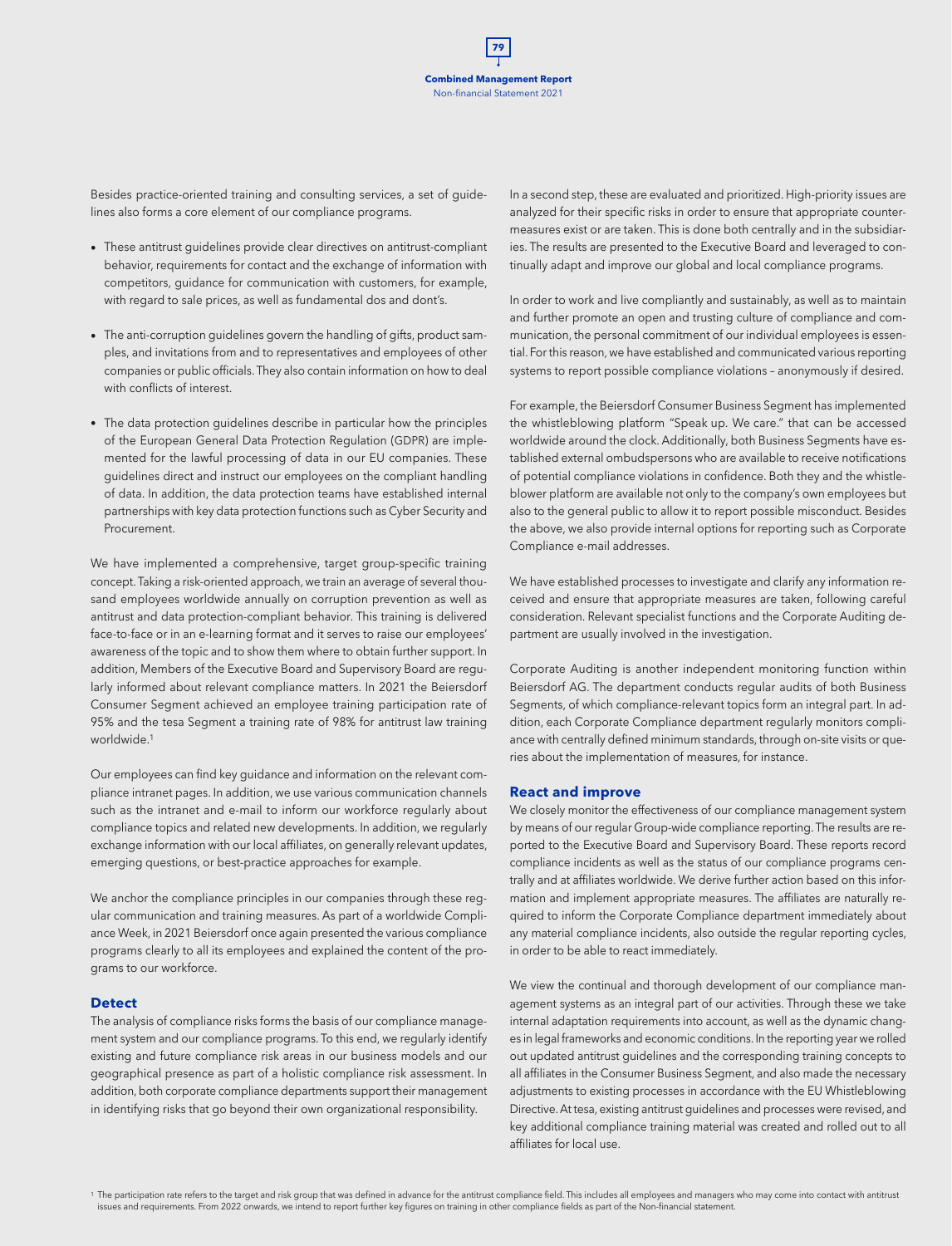Besides practice-oriented training and consulting services, a set of guidelines also forms a core element of our compliance programs.

- These antitrust guidelines provide clear directives on antitrust-compliant behavior, requirements for contact and the exchange of information with competitors, guidance for communication with customers, for example, with regard to sale prices, as well as fundamental dos and dont's.
- The anti-corruption guidelines govern the handling of gifts, product samples, and invitations from and to representatives and employees of other companies or public officials. They also contain information on how to deal with conflicts of interest.
- The data protection guidelines describe in particular how the principles of the European General Data Protection Regulation (GDPR) are implemented for the lawful processing of data in our EU companies. These guidelines direct and instruct our employees on the compliant handling of data. In addition, the data protection teams have established internal partnerships with key data protection functions such as Cyber Security and Procurement.

We have implemented a comprehensive, target group-specific training concept. Taking a risk-oriented approach, we train an average of several thousand employees worldwide annually on corruption prevention as well as antitrust and data protection-compliant behavior. This training is delivered face-to-face or in an e-learning format and it serves to raise our employees' awareness of the topic and to show them where to obtain further support. In addition, Members of the Executive Board and Supervisory Board are regularly informed about relevant compliance matters. In 2021 the Beiersdorf Consumer Segment achieved an employee training participation rate of 95% and the tesa Segment a training rate of 98% for antitrust law training worldwide.[1]

Our employees can find key guidance and information on the relevant compliance intranet pages. In addition, we use various communication channels such as the intranet and e-mail to inform our workforce regularly about compliance topics and related new developments. In addition, we regularly exchange information with our local affiliates, on generally relevant updates, emerging questions, or best-practice approaches for example.

We anchor the compliance principles in our companies through these regular communication and training measures. As part of a worldwide Compliance Week, in 2021 Beiersdorf once again presented the various compliance programs clearly to all its employees and explained the content of the programs to our workforce.

### Detect

The analysis of compliance risks forms the basis of our compliance management system and our compliance programs. To this end, we regularly identify existing and future compliance risk areas in our business models and our geographical presence as part of a holistic compliance risk assessment. In addition, both corporate compliance departments support their management in identifying risks that go beyond their own organizational responsibility.

In a second step, these are evaluated and prioritized. High-priority issues are analyzed for their specific risks in order to ensure that appropriate countermeasures exist or are taken. This is done both centrally and in the subsidiaries. The results are presented to the Executive Board and leveraged to continually adapt and improve our global and local compliance programs.

In order to work and live compliantly and sustainably, as well as to maintain and further promote an open and trusting culture of compliance and communication, the personal commitment of our individual employees is essential. For this reason, we have established and communicated various reporting systems to report possible compliance violations – anonymously if desired.

For example, the Beiersdorf Consumer Business Segment has implemented the whistleblowing platform "Speak up. We care." that can be accessed worldwide around the clock. Additionally, both Business Segments have established external ombudspersons who are available to receive notifications of potential compliance violations in confidence. Both they and the whistleblower platform are available not only to the company's own employees but also to the general public to allow it to report possible misconduct. Besides the above, we also provide internal options for reporting such as Corporate Compliance e-mail addresses.

We have established processes to investigate and clarify any information received and ensure that appropriate measures are taken, following careful consideration. Relevant specialist functions and the Corporate Auditing department are usually involved in the investigation.

Corporate Auditing is another independent monitoring function within Beiersdorf AG. The department conducts regular audits of both Business Segments, of which compliance-relevant topics form an integral part. In addition, each Corporate Compliance department regularly monitors compliance with centrally defined minimum standards, through on-site visits or queries about the implementation of measures, for instance.

### React and improve

We closely monitor the effectiveness of our compliance management system by means of our regular Group-wide compliance reporting. The results are reported to the Executive Board and Supervisory Board. These reports record compliance incidents as well as the status of our compliance programs centrally and at affiliates worldwide. We derive further action based on this information and implement appropriate measures. The affiliates are naturally required to inform the Corporate Compliance department immediately about any material compliance incidents, also outside the regular reporting cycles, in order to be able to react immediately.

We view the continual and thorough development of our compliance management systems as an integral part of our activities. Through these we take internal adaptation requirements into account, as well as the dynamic changes in legal frameworks and economic conditions. In the reporting year we rolled out updated antitrust guidelines and the corresponding training concepts to all affiliates in the Consumer Business Segment, and also made the necessary adjustments to existing processes in accordance with the EU Whistleblowing Directive. At tesa, existing antitrust guidelines and processes were revised, and key additional compliance training material was created and rolled out to all affiliates for local use.

[1] The participation rate refers to the target and risk group that was defined in advance for the antitrust compliance field. This includes all employees and managers who may come into contact with antitrust issues and requirements. From 2022 onwards, we intend to report further key figures on training in other compliance fields as part of the Non-financial statement.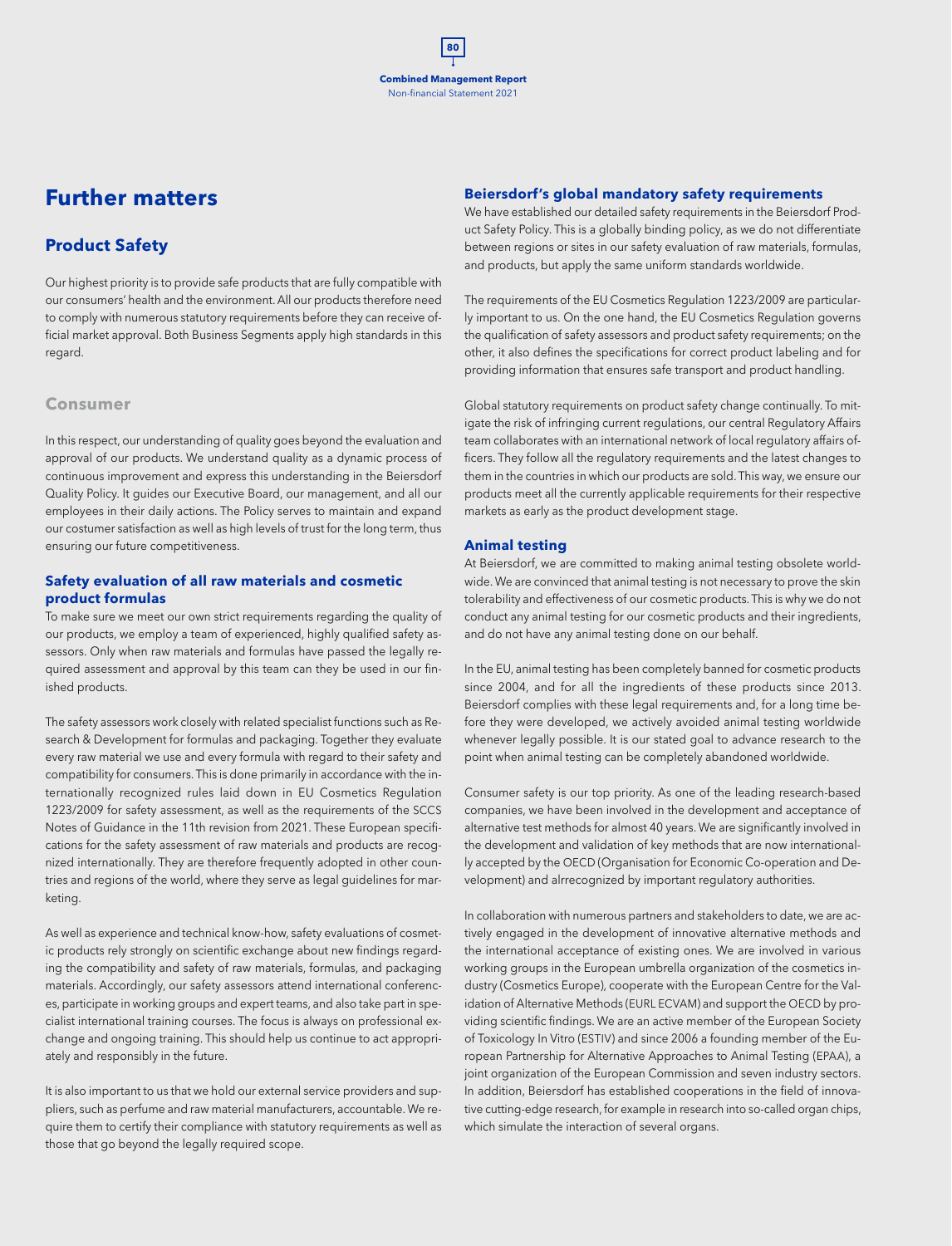# Further matters

## Product Safety

Our highest priority is to provide safe products that are fully compatible with our consumers' health and the environment. All our products therefore need to comply with numerous statutory requirements before they can receive official market approval. Both Business Segments apply high standards in this regard.

### Consumer

In this respect, our understanding of quality goes beyond the evaluation and approval of our products. We understand quality as a dynamic process of continuous improvement and express this understanding in the Beiersdorf Quality Policy. It guides our Executive Board, our management, and all our employees in their daily actions. The Policy serves to maintain and expand our costumer satisfaction as well as high levels of trust for the long term, thus ensuring our future competitiveness.

#### Safety evaluation of all raw materials and cosmetic product formulas

To make sure we meet our own strict requirements regarding the quality of our products, we employ a team of experienced, highly qualified safety assessors. Only when raw materials and formulas have passed the legally required assessment and approval by this team can they be used in our finished products.

The safety assessors work closely with related specialist functions such as Research & Development for formulas and packaging. Together they evaluate every raw material we use and every formula with regard to their safety and compatibility for consumers. This is done primarily in accordance with the internationally recognized rules laid down in EU Cosmetics Regulation 1223/2009 for safety assessment, as well as the requirements of the SCCS Notes of Guidance in the 11th revision from 2021. These European specifications for the safety assessment of raw materials and products are recognized internationally. They are therefore frequently adopted in other countries and regions of the world, where they serve as legal guidelines for marketing.

As well as experience and technical know-how, safety evaluations of cosmetic products rely strongly on scientific exchange about new findings regarding the compatibility and safety of raw materials, formulas, and packaging materials. Accordingly, our safety assessors attend international conferences, participate in working groups and expert teams, and also take part in specialist international training courses. The focus is always on professional exchange and ongoing training. This should help us continue to act appropriately and responsibly in the future.

It is also important to us that we hold our external service providers and suppliers, such as perfume and raw material manufacturers, accountable. We require them to certify their compliance with statutory requirements as well as those that go beyond the legally required scope.

#### Beiersdorf's global mandatory safety requirements

We have established our detailed safety requirements in the Beiersdorf Product Safety Policy. This is a globally binding policy, as we do not differentiate between regions or sites in our safety evaluation of raw materials, formulas, and products, but apply the same uniform standards worldwide.

The requirements of the EU Cosmetics Regulation 1223/2009 are particularly important to us. On the one hand, the EU Cosmetics Regulation governs the qualification of safety assessors and product safety requirements; on the other, it also defines the specifications for correct product labeling and for providing information that ensures safe transport and product handling.

Global statutory requirements on product safety change continually. To mitigate the risk of infringing current regulations, our central Regulatory Affairs team collaborates with an international network of local regulatory affairs officers. They follow all the regulatory requirements and the latest changes to them in the countries in which our products are sold. This way, we ensure our products meet all the currently applicable requirements for their respective markets as early as the product development stage.

#### Animal testing

At Beiersdorf, we are committed to making animal testing obsolete worldwide. We are convinced that animal testing is not necessary to prove the skin tolerability and effectiveness of our cosmetic products. This is why we do not conduct any animal testing for our cosmetic products and their ingredients, and do not have any animal testing done on our behalf.

In the EU, animal testing has been completely banned for cosmetic products since 2004, and for all the ingredients of these products since 2013. Beiersdorf complies with these legal requirements and, for a long time before they were developed, we actively avoided animal testing worldwide whenever legally possible. It is our stated goal to advance research to the point when animal testing can be completely abandoned worldwide.

Consumer safety is our top priority. As one of the leading research-based companies, we have been involved in the development and acceptance of alternative test methods for almost 40 years. We are significantly involved in the development and validation of key methods that are now internationally accepted by the OECD (Organisation for Economic Co-operation and Development) and alrrecognized by important regulatory authorities.

In collaboration with numerous partners and stakeholders to date, we are actively engaged in the development of innovative alternative methods and the international acceptance of existing ones. We are involved in various working groups in the European umbrella organization of the cosmetics industry (Cosmetics Europe), cooperate with the European Centre for the Validation of Alternative Methods (EURL ECVAM) and support the OECD by providing scientific findings. We are an active member of the European Society of Toxicology In Vitro (ESTIV) and since 2006 a founding member of the European Partnership for Alternative Approaches to Animal Testing (EPAA), a joint organization of the European Commission and seven industry sectors. In addition, Beiersdorf has established cooperations in the field of innovative cutting-edge research, for example in research into so-called organ chips, which simulate the interaction of several organs.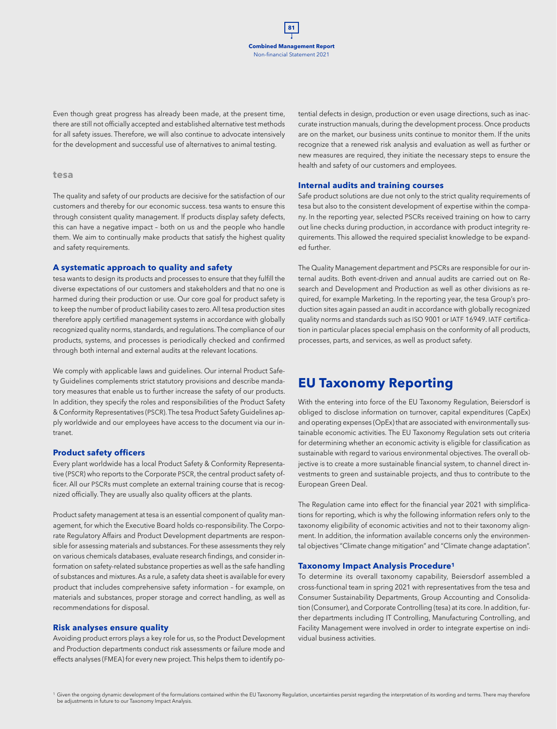Even though great progress has already been made, at the present time, there are still not officially accepted and established alternative test methods for all safety issues. Therefore, we will also continue to advocate intensively for the development and successful use of alternatives to animal testing.

### tesa

The quality and safety of our products are decisive for the satisfaction of our customers and thereby for our economic success. tesa wants to ensure this through consistent quality management. If products display safety defects, this can have a negative impact – both on us and the people who handle them. We aim to continually make products that satisfy the highest quality and safety requirements.

#### A systematic approach to quality and safety

tesa wants to design its products and processes to ensure that they fulfill the diverse expectations of our customers and stakeholders and that no one is harmed during their production or use. Our core goal for product safety is to keep the number of product liability cases to zero. All tesa production sites therefore apply certified management systems in accordance with globally recognized quality norms, standards, and regulations. The compliance of our products, systems, and processes is periodically checked and confirmed through both internal and external audits at the relevant locations.

We comply with applicable laws and guidelines. Our internal Product Safety Guidelines complements strict statutory provisions and describe mandatory measures that enable us to further increase the safety of our products. In addition, they specify the roles and responsibilities of the Product Safety & Conformity Representatives (PSCR). The tesa Product Safety Guidelines apply worldwide and our employees have access to the document via our intranet.

#### Product safety officers

Every plant worldwide has a local Product Safety & Conformity Representative (PSCR) who reports to the Corporate PSCR, the central product safety officer. All our PSCRs must complete an external training course that is recognized officially. They are usually also quality officers at the plants.

Product safety management at tesa is an essential component of quality management, for which the Executive Board holds co-responsibility. The Corporate Regulatory Affairs and Product Development departments are responsible for assessing materials and substances. For these assessments they rely on various chemicals databases, evaluate research findings, and consider information on safety-related substance properties as well as the safe handling of substances and mixtures. As a rule, a safety data sheet is available for every product that includes comprehensive safety information – for example, on materials and substances, proper storage and correct handling, as well as recommendations for disposal.

#### Risk analyses ensure quality

Avoiding product errors plays a key role for us, so the Product Development and Production departments conduct risk assessments or failure mode and effects analyses (FMEA) for every new project. This helps them to identify potential defects in design, production or even usage directions, such as inaccurate instruction manuals, during the development process. Once products are on the market, our business units continue to monitor them. If the units recognize that a renewed risk analysis and evaluation as well as further or new measures are required, they initiate the necessary steps to ensure the health and safety of our customers and employees.

#### Internal audits and training courses

Safe product solutions are due not only to the strict quality requirements of tesa but also to the consistent development of expertise within the company. In the reporting year, selected PSCRs received training on how to carry out line checks during production, in accordance with product integrity requirements. This allowed the required specialist knowledge to be expanded further.

The Quality Management department and PSCRs are responsible for our internal audits. Both event-driven and annual audits are carried out on Research and Development and Production as well as other divisions as required, for example Marketing. In the reporting year, the tesa Group's production sites again passed an audit in accordance with globally recognized quality norms and standards such as ISO 9001 or IATF 16949. IATF certification in particular places special emphasis on the conformity of all products, processes, parts, and services, as well as product safety.

## EU Taxonomy Reporting

With the entering into force of the EU Taxonomy Regulation, Beiersdorf is obliged to disclose information on turnover, capital expenditures (CapEx) and operating expenses (OpEx) that are associated with environmentally sustainable economic activities. The EU Taxonomy Regulation sets out criteria for determining whether an economic activity is eligible for classification as sustainable with regard to various environmental objectives. The overall objective is to create a more sustainable financial system, to channel direct investments to green and sustainable projects, and thus to contribute to the European Green Deal.

The Regulation came into effect for the financial year 2021 with simplifications for reporting, which is why the following information refers only to the taxonomy eligibility of economic activities and not to their taxonomy alignment. In addition, the information available concerns only the environmental objectives "Climate change mitigation" and "Climate change adaptation".

#### Taxonomy Impact Analysis Procedure[1]

To determine its overall taxonomy capability, Beiersdorf assembled a cross-functional team in spring 2021 with representatives from the tesa and Consumer Sustainability Departments, Group Accounting and Consolidation (Consumer), and Corporate Controlling (tesa) at its core. In addition, further departments including IT Controlling, Manufacturing Controlling, and Facility Management were involved in order to integrate expertise on individual business activities.

[1] Given the ongoing dynamic development of the formulations contained within the EU Taxonomy Regulation, uncertainties persist regarding the interpretation of its wording and terms. There may therefore be adjustments in future to our Taxonomy Impact Analysis.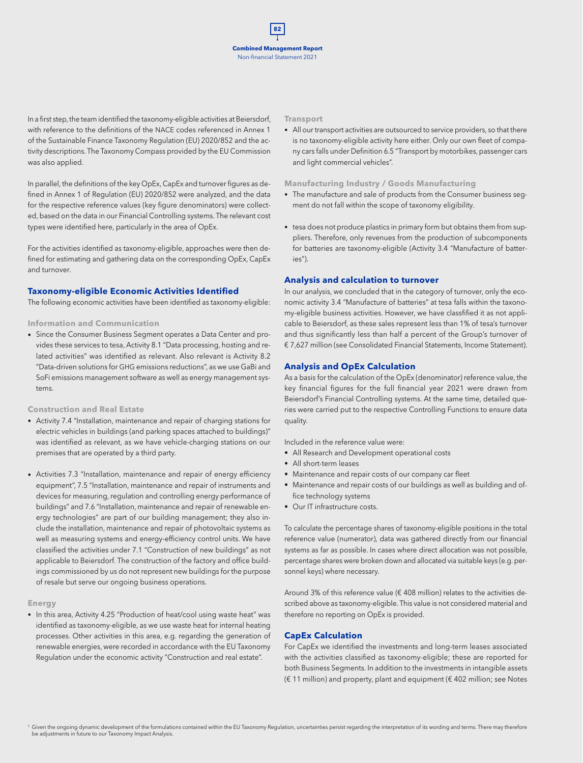In a first step, the team identified the taxonomy-eligible activities at Beiersdorf, with reference to the definitions of the NACE codes referenced in Annex 1 of the Sustainable Finance Taxonomy Regulation (EU) 2020/852 and the activity descriptions. The Taxonomy Compass provided by the EU Commission was also applied.

In parallel, the definitions of the key OpEx, CapEx and turnover figures as defined in Annex 1 of Regulation (EU) 2020/852 were analyzed, and the data for the respective reference values (key figure denominators) were collected, based on the data in our Financial Controlling systems. The relevant cost types were identified here, particularly in the area of OpEx.

For the activities identified as taxonomy-eligible, approaches were then defined for estimating and gathering data on the corresponding OpEx, CapEx and turnover.

## Taxonomy-eligible Economic Activities Identified

The following economic activities have been identified as taxonomy-eligible:

### Information and Communication

- Since the Consumer Business Segment operates a Data Center and provides these services to tesa, Activity 8.1 "Data processing, hosting and related activities" was identified as relevant. Also relevant is Activity 8.2 "Data-driven solutions for GHG emissions reductions", as we use GaBi and SoFi emissions management software as well as energy management systems.

### Construction and Real Estate

- Activity 7.4 "Installation, maintenance and repair of charging stations for electric vehicles in buildings (and parking spaces attached to buildings)" was identified as relevant, as we have vehicle-charging stations on our premises that are operated by a third party.

- Activities 7.3 "Installation, maintenance and repair of energy efficiency equipment", 7.5 "Installation, maintenance and repair of instruments and devices for measuring, regulation and controlling energy performance of buildings" and 7.6 "Installation, maintenance and repair of renewable energy technologies" are part of our building management; they also include the installation, maintenance and repair of photovoltaic systems as well as measuring systems and energy-efficiency control units. We have classified the activities under 7.1 "Construction of new buildings" as not applicable to Beiersdorf. The construction of the factory and office buildings commissioned by us do not represent new buildings for the purpose of resale but serve our ongoing business operations.

### Energy

- In this area, Activity 4.25 "Production of heat/cool using waste heat" was identified as taxonomy-eligible, as we use waste heat for internal heating processes. Other activities in this area, e.g. regarding the generation of renewable energies, were recorded in accordance with the EU Taxonomy Regulation under the economic activity "Construction and real estate".

### Transport

- All our transport activities are outsourced to service providers, so that there is no taxonomy-eligible activity here either. Only our own fleet of company cars falls under Definition 6.5 "Transport by motorbikes, passenger cars and light commercial vehicles".

### Manufacturing Industry / Goods Manufacturing

- The manufacture and sale of products from the Consumer business segment do not fall within the scope of taxonomy eligibility.

- tesa does not produce plastics in primary form but obtains them from suppliers. Therefore, only revenues from the production of subcomponents for batteries are taxonomy-eligible (Activity 3.4 "Manufacture of batteries").

## Analysis and calculation to turnover

In our analysis, we concluded that in the category of turnover, only the economic activity 3.4 "Manufacture of batteries" at tesa falls within the taxonomy-eligible business activities. However, we have classfified it as not applicable to Beiersdorf, as these sales represent less than 1% of tesa's turnover and thus significantly less than half a percent of the Group's turnover of € 7,627 million (see Consolidated Financial Statements, Income Statement).

## Analysis and OpEx Calculation

As a basis for the calculation of the OpEx (denominator) reference value, the key financial figures for the full financial year 2021 were drawn from Beiersdorf's Financial Controlling systems. At the same time, detailed queries were carried put to the respective Controlling Functions to ensure data quality.

Included in the reference value were:

- All Research and Development operational costs
- All short-term leases
- Maintenance and repair costs of our company car fleet
- Maintenance and repair costs of our buildings as well as building and office technology systems
- Our IT infrastructure costs.

To calculate the percentage shares of taxonomy-eligible positions in the total reference value (numerator), data was gathered directly from our financial systems as far as possible. In cases where direct allocation was not possible, percentage shares were broken down and allocated via suitable keys (e.g. personnel keys) where necessary.

Around 3% of this reference value (€ 408 million) relates to the activities described above as taxonomy-eligible. This value is not considered material and therefore no reporting on OpEx is provided.

## CapEx Calculation

For CapEx we identified the investments and long-term leases associated with the activities classified as taxonomy-eligible; these are reported for both Business Segments. In addition to the investments in intangible assets (€ 11 million) and property, plant and equipment (€ 402 million; see Notes

[1] Given the ongoing dynamic development of the formulations contained within the EU Taxonomy Regulation, uncertainties persist regarding the interpretation of its wording and terms. There may therefore be adjustments in future to our Taxonomy Impact Analysis.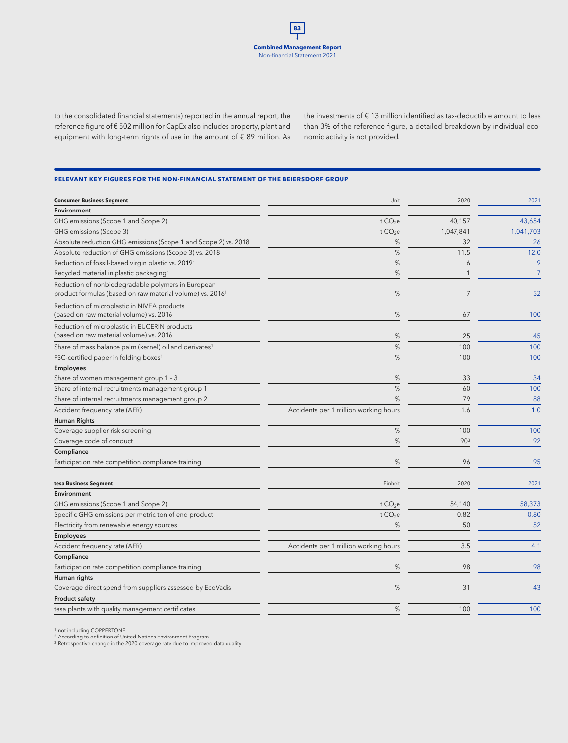to the consolidated financial statements) reported in the annual report, the reference figure of € 502 million for CapEx also includes property, plant and equipment with long-term rights of use in the amount of € 89 million. As the investments of € 13 million identified as tax-deductible amount to less than 3% of the reference figure, a detailed breakdown by individual economic activity is not provided.

## RELEVANT KEY FIGURES FOR THE NON-FINANCIAL STATEMENT OF THE BEIERSDORF GROUP

| Consumer Business Segment | Unit | 2020 | 2021 |
|---|---|---|---|
| **Environment** | | | |
| GHG emissions (Scope 1 and Scope 2) | t $CO_2e$ | 40,157 | 43,654 |
| GHG emissions (Scope 3) | t $CO_2e$ | 1,047,841 | 1,041,703 |
| Absolute reduction GHG emissions (Scope 1 and Scope 2) vs. 2018 | % | 32 | 26 |
| Absolute reduction of GHG emissions (Scope 3) vs. 2018 | % | 11.5 | 12.0 |
| Reduction of fossil-based virgin plastic vs. 2019[1] | % | 6 | 9 |
| Recycled material in plastic packaging[1] | % | 1 | 7 |
| Reduction of nonbiodegradable polymers in European product formulas (based on raw material volume) vs. 2016[1] | % | 7 | 52 |
| Reduction of microplastic in NIVEA products (based on raw material volume) vs. 2016 | % | 67 | 100 |
| Reduction of microplastic in EUCERIN products (based on raw material volume) vs. 2016 | % | 25 | 45 |
| Share of mass balance palm (kernel) oil and derivates[1] | % | 100 | 100 |
| FSC-certified paper in folding boxes[1] | % | 100 | 100 |
| **Employees** | | | |
| Share of women management group 1 – 3 | % | 33 | 34 |
| Share of internal recruitments management group 1 | % | 60 | 100 |
| Share of internal recruitments management group 2 | % | 79 | 88 |
| Accident frequency rate (AFR) | Accidents per 1 million working hours | 1.6 | 1.0 |
| **Human Rights** | | | |
| Coverage supplier risk screening | % | 100 | 100 |
| Coverage code of conduct | % | 90[3] | 92 |
| **Compliance** | | | |
| Participation rate competition compliance training | % | 96 | 95 |

| tesa Business Segment | Einheit | 2020 | 2021 |
|---|---|---|---|
| **Environment** | | | |
| GHG emissions (Scope 1 and Scope 2) | t $CO_2e$ | 54,140 | 58,373 |
| Specific GHG emissions per metric ton of end product | t $CO_2e$ | 0.82 | 0.80 |
| Electricity from renewable energy sources | % | 50 | 52 |
| **Employees** | | | |
| Accident frequency rate (AFR) | Accidents per 1 million working hours | 3.5 | 4.1 |
| **Compliance** | | | |
| Participation rate competition compliance training | % | 98 | 98 |
| **Human rights** | | | |
| Coverage direct spend from suppliers assessed by EcoVadis | % | 31 | 43 |
| **Product safety** | | | |
| tesa plants with quality management certificates | % | 100 | 100 |

[1] not including COPPERTONE
[2] According to definition of United Nations Environment Program
[3] Retrospective change in the 2020 coverage rate due to improved data quality.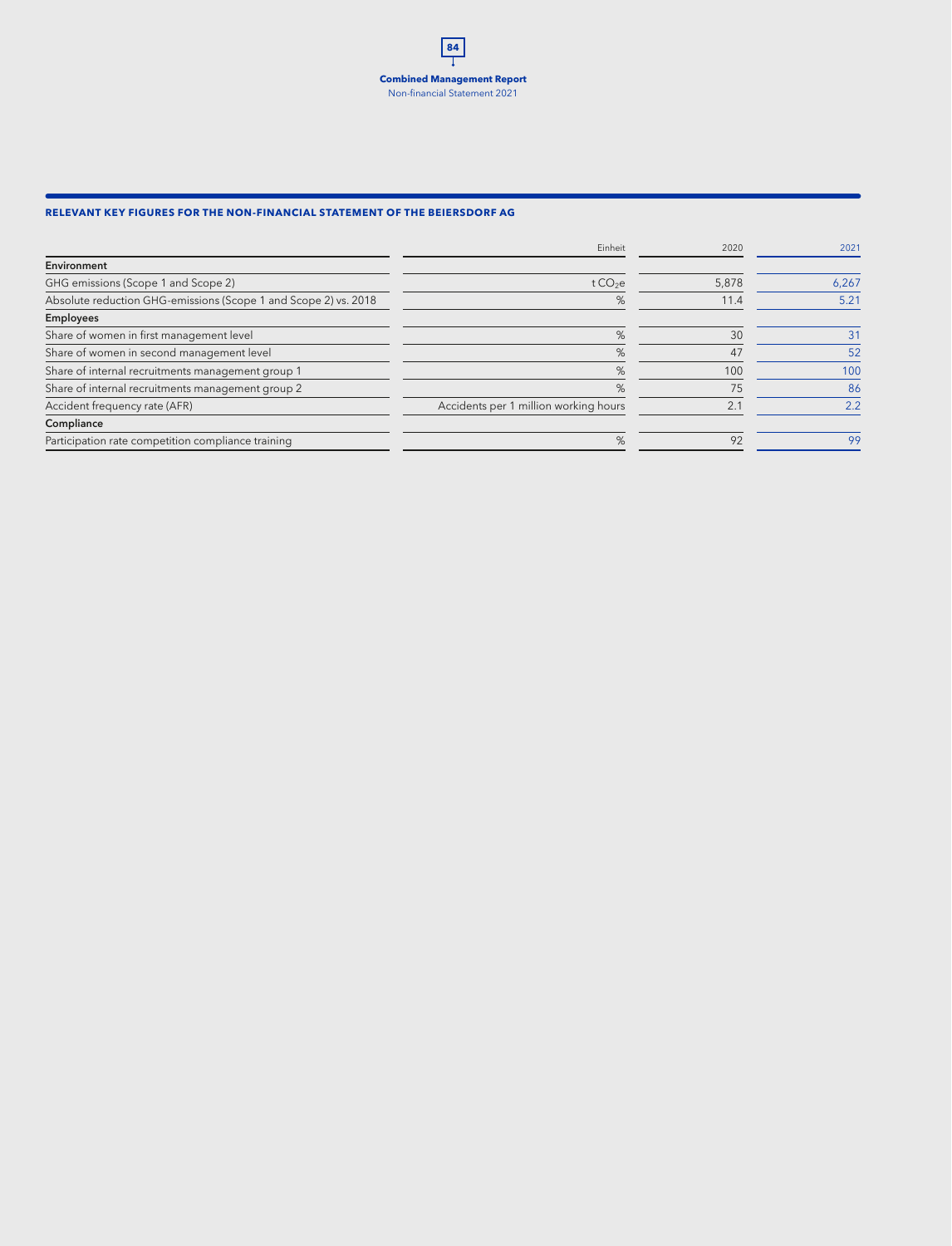## RELEVANT KEY FIGURES FOR THE NON-FINANCIAL STATEMENT OF THE BEIERSDORF AG

| | Einheit | 2020 | 2021 |
|---|---|---|---|
| **Environment** | | | |
| GHG emissions (Scope 1 and Scope 2) | t $CO_2e$ | 5,878 | 6,267 |
| Absolute reduction GHG-emissions (Scope 1 and Scope 2) vs. 2018 | % | 11.4 | 5.21 |
| **Employees** | | | |
| Share of women in first management level | % | 30 | 31 |
| Share of women in second management level | % | 47 | 52 |
| Share of internal recruitments management group 1 | % | 100 | 100 |
| Share of internal recruitments management group 2 | % | 75 | 86 |
| Accident frequency rate (AFR) | Accidents per 1 million working hours | 2.1 | 2.2 |
| **Compliance** | | | |
| Participation rate competition compliance training | % | 92 | 99 |